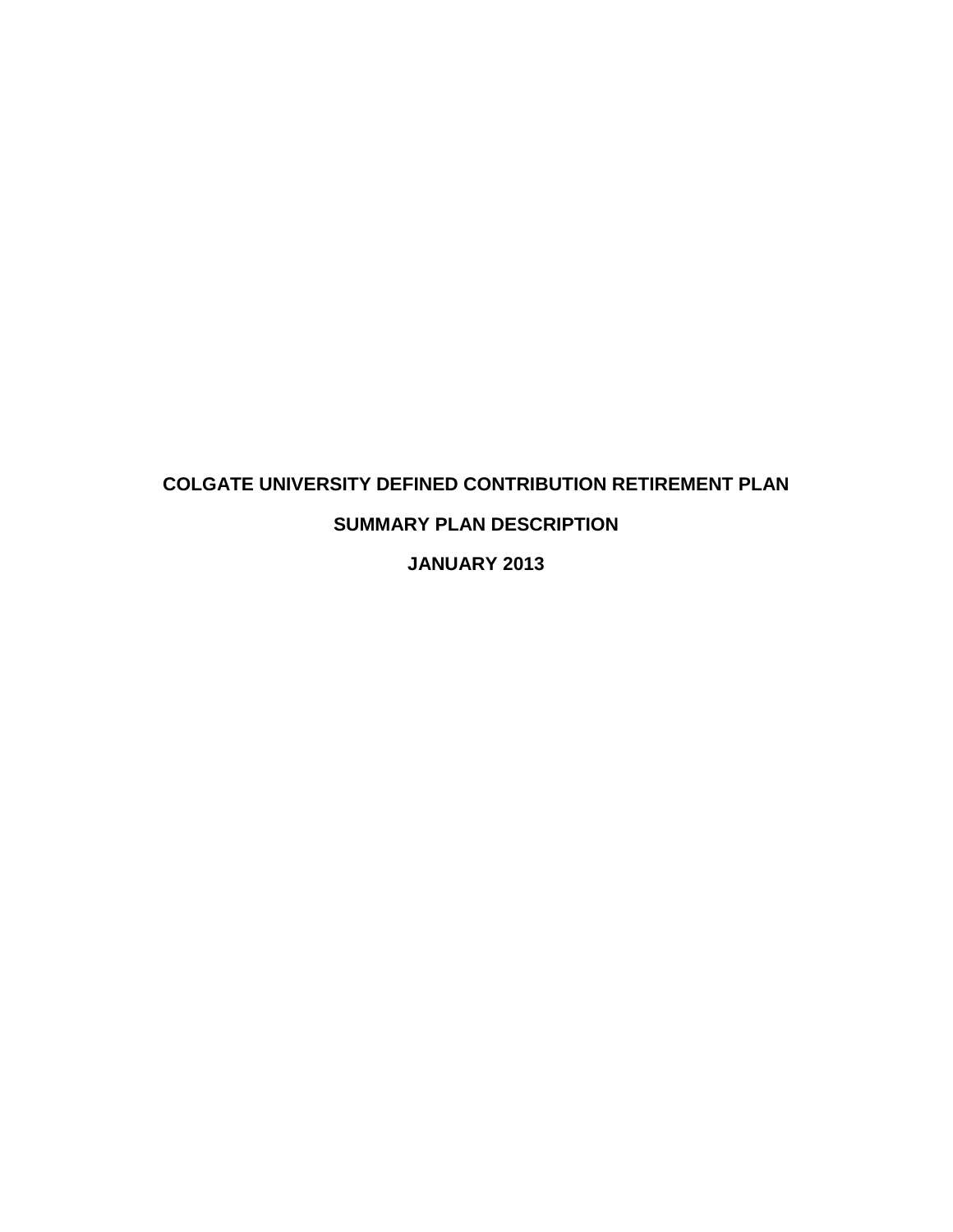# COLGATE UNIVERSITY DEFINED CONTRIBUTION RETIREMENT PLAN

## SUMMARY PLAN DESCRIPTION

## JANUARY 2013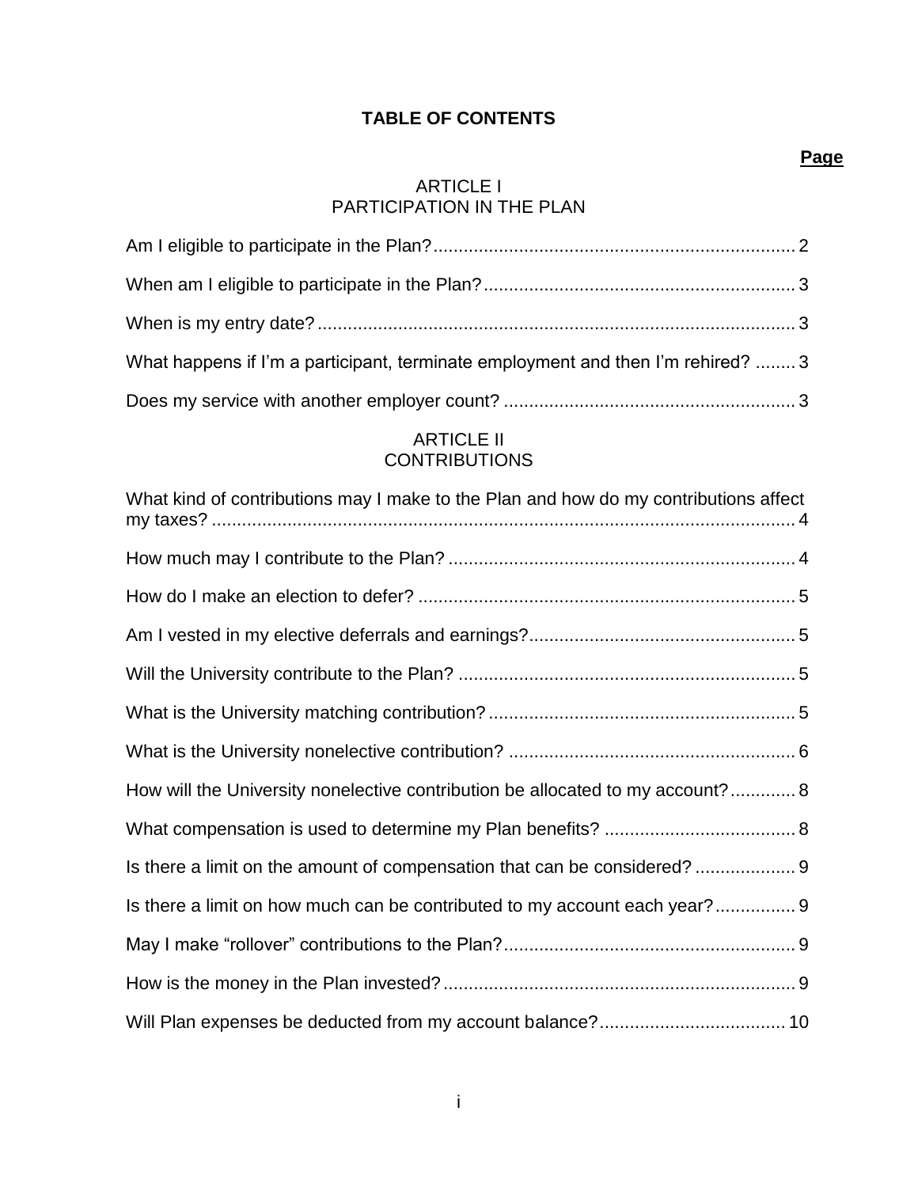# TABLE OF CONTENTS

**Page**

## ARTICLE I
## PARTICIPATION IN THE PLAN

Am I eligible to participate in the Plan? 2

When am I eligible to participate in the Plan? 3

When is my entry date? 3

What happens if I'm a participant, terminate employment and then I'm rehired? 3

Does my service with another employer count? 3

## ARTICLE II
## CONTRIBUTIONS

What kind of contributions may I make to the Plan and how do my contributions affect my taxes? 4

How much may I contribute to the Plan? 4

How do I make an election to defer? 5

Am I vested in my elective deferrals and earnings? 5

Will the University contribute to the Plan? 5

What is the University matching contribution? 5

What is the University nonelective contribution? 6

How will the University nonelective contribution be allocated to my account? 8

What compensation is used to determine my Plan benefits? 8

Is there a limit on the amount of compensation that can be considered? 9

Is there a limit on how much can be contributed to my account each year? 9

May I make "rollover" contributions to the Plan? 9

How is the money in the Plan invested? 9

Will Plan expenses be deducted from my account balance? 10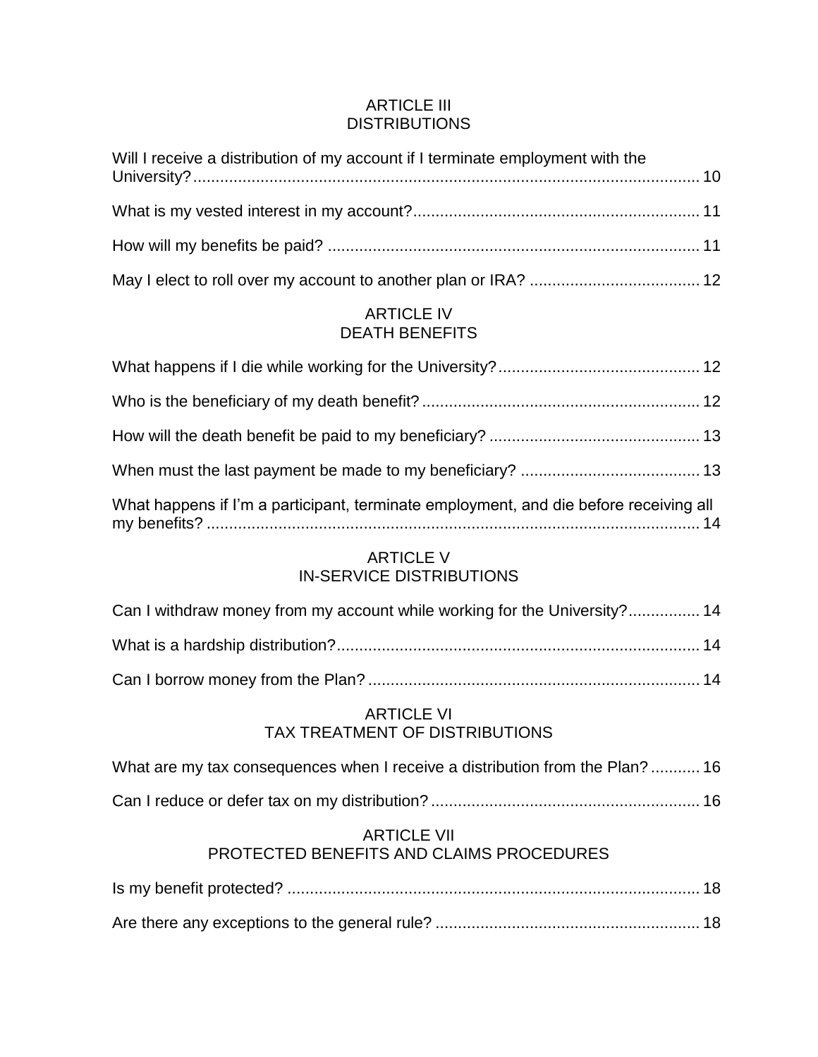## ARTICLE III
## DISTRIBUTIONS

Will I receive a distribution of my account if I terminate employment with the University? ........ 10

What is my vested interest in my account? ........ 11

How will my benefits be paid? ........ 11

May I elect to roll over my account to another plan or IRA? ........ 12

## ARTICLE IV
## DEATH BENEFITS

What happens if I die while working for the University? ........ 12

Who is the beneficiary of my death benefit? ........ 12

How will the death benefit be paid to my beneficiary? ........ 13

When must the last payment be made to my beneficiary? ........ 13

What happens if I'm a participant, terminate employment, and die before receiving all my benefits? ........ 14

## ARTICLE V
## IN-SERVICE DISTRIBUTIONS

Can I withdraw money from my account while working for the University? ........ 14

What is a hardship distribution? ........ 14

Can I borrow money from the Plan? ........ 14

## ARTICLE VI
## TAX TREATMENT OF DISTRIBUTIONS

What are my tax consequences when I receive a distribution from the Plan? ........ 16

Can I reduce or defer tax on my distribution? ........ 16

## ARTICLE VII
## PROTECTED BENEFITS AND CLAIMS PROCEDURES

Is my benefit protected? ........ 18

Are there any exceptions to the general rule? ........ 18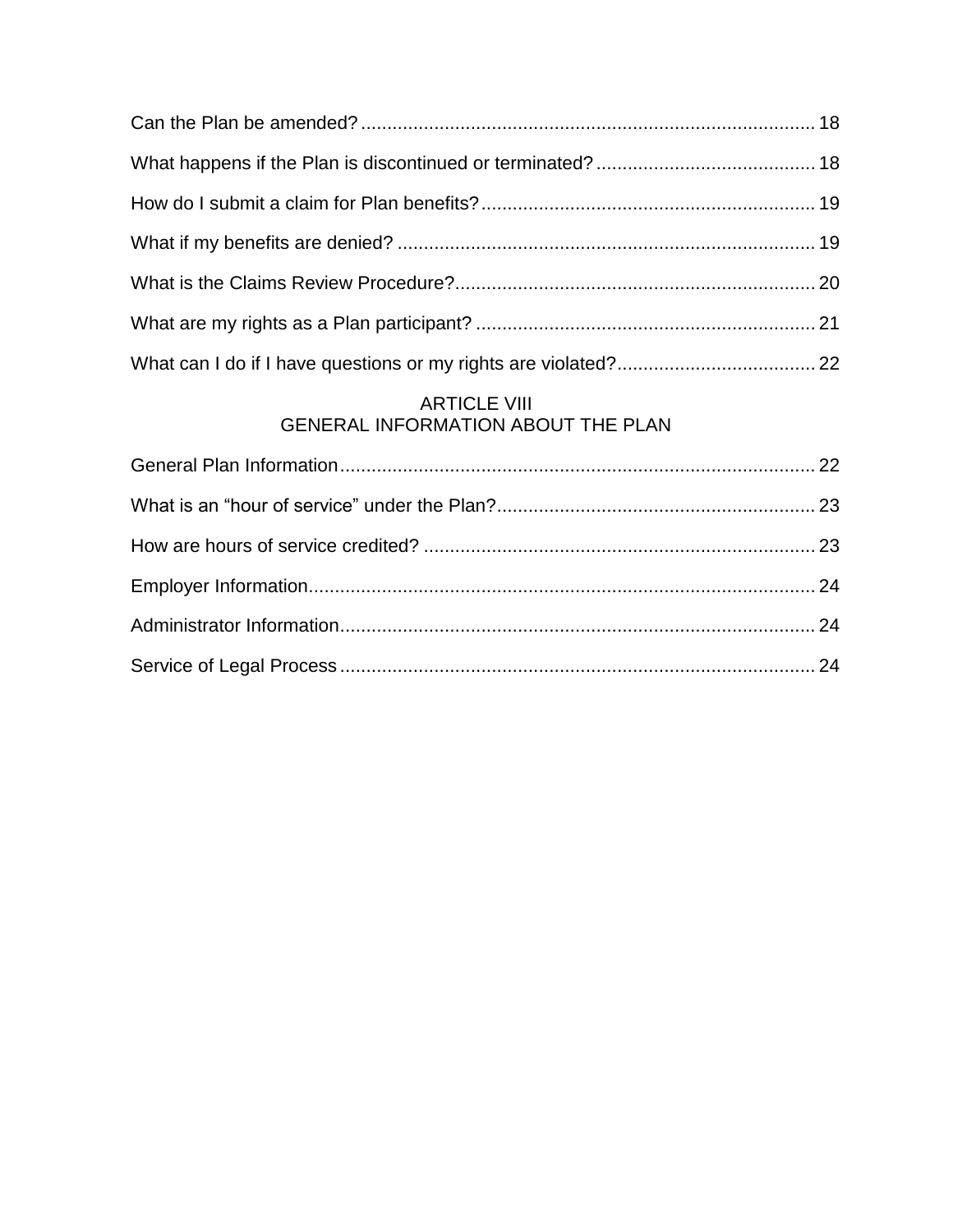Can the Plan be amended? ........................................................................................ 18

What happens if the Plan is discontinued or terminated? .......................................... 18

How do I submit a claim for Plan benefits? ............................................................... 19

What if my benefits are denied? ............................................................................... 19

What is the Claims Review Procedure? .................................................................... 20

What are my rights as a Plan participant? ................................................................ 21

What can I do if I have questions or my rights are violated? ..................................... 22

## ARTICLE VIII
## GENERAL INFORMATION ABOUT THE PLAN

General Plan Information .......................................................................................... 22

What is an "hour of service" under the Plan? ............................................................ 23

How are hours of service credited? .......................................................................... 23

Employer Information ................................................................................................ 24

Administrator Information .......................................................................................... 24

Service of Legal Process .......................................................................................... 24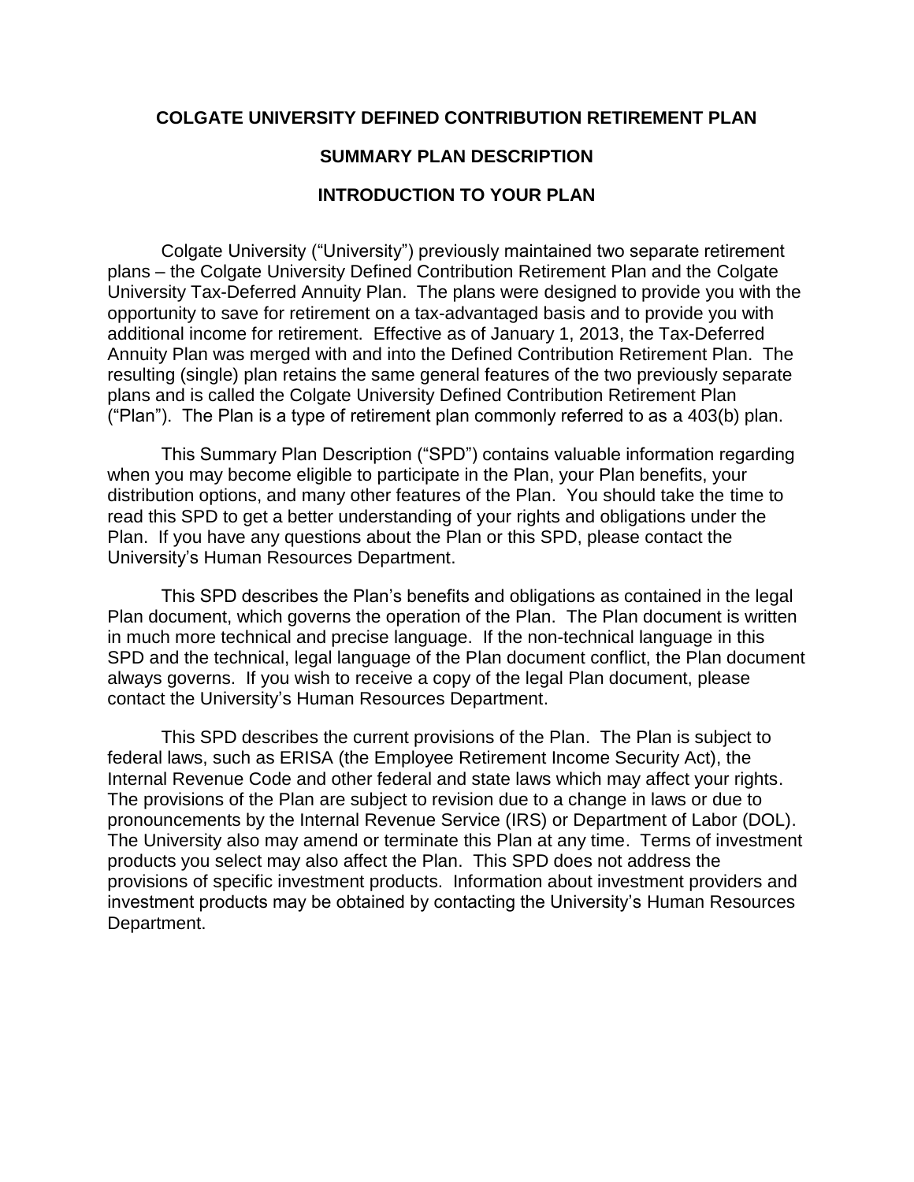# COLGATE UNIVERSITY DEFINED CONTRIBUTION RETIREMENT PLAN

## SUMMARY PLAN DESCRIPTION

## INTRODUCTION TO YOUR PLAN

Colgate University ("University") previously maintained two separate retirement plans – the Colgate University Defined Contribution Retirement Plan and the Colgate University Tax-Deferred Annuity Plan. The plans were designed to provide you with the opportunity to save for retirement on a tax-advantaged basis and to provide you with additional income for retirement. Effective as of January 1, 2013, the Tax-Deferred Annuity Plan was merged with and into the Defined Contribution Retirement Plan. The resulting (single) plan retains the same general features of the two previously separate plans and is called the Colgate University Defined Contribution Retirement Plan ("Plan"). The Plan is a type of retirement plan commonly referred to as a 403(b) plan.

This Summary Plan Description ("SPD") contains valuable information regarding when you may become eligible to participate in the Plan, your Plan benefits, your distribution options, and many other features of the Plan. You should take the time to read this SPD to get a better understanding of your rights and obligations under the Plan. If you have any questions about the Plan or this SPD, please contact the University's Human Resources Department.

This SPD describes the Plan's benefits and obligations as contained in the legal Plan document, which governs the operation of the Plan. The Plan document is written in much more technical and precise language. If the non-technical language in this SPD and the technical, legal language of the Plan document conflict, the Plan document always governs. If you wish to receive a copy of the legal Plan document, please contact the University's Human Resources Department.

This SPD describes the current provisions of the Plan. The Plan is subject to federal laws, such as ERISA (the Employee Retirement Income Security Act), the Internal Revenue Code and other federal and state laws which may affect your rights. The provisions of the Plan are subject to revision due to a change in laws or due to pronouncements by the Internal Revenue Service (IRS) or Department of Labor (DOL). The University also may amend or terminate this Plan at any time. Terms of investment products you select may also affect the Plan. This SPD does not address the provisions of specific investment products. Information about investment providers and investment products may be obtained by contacting the University's Human Resources Department.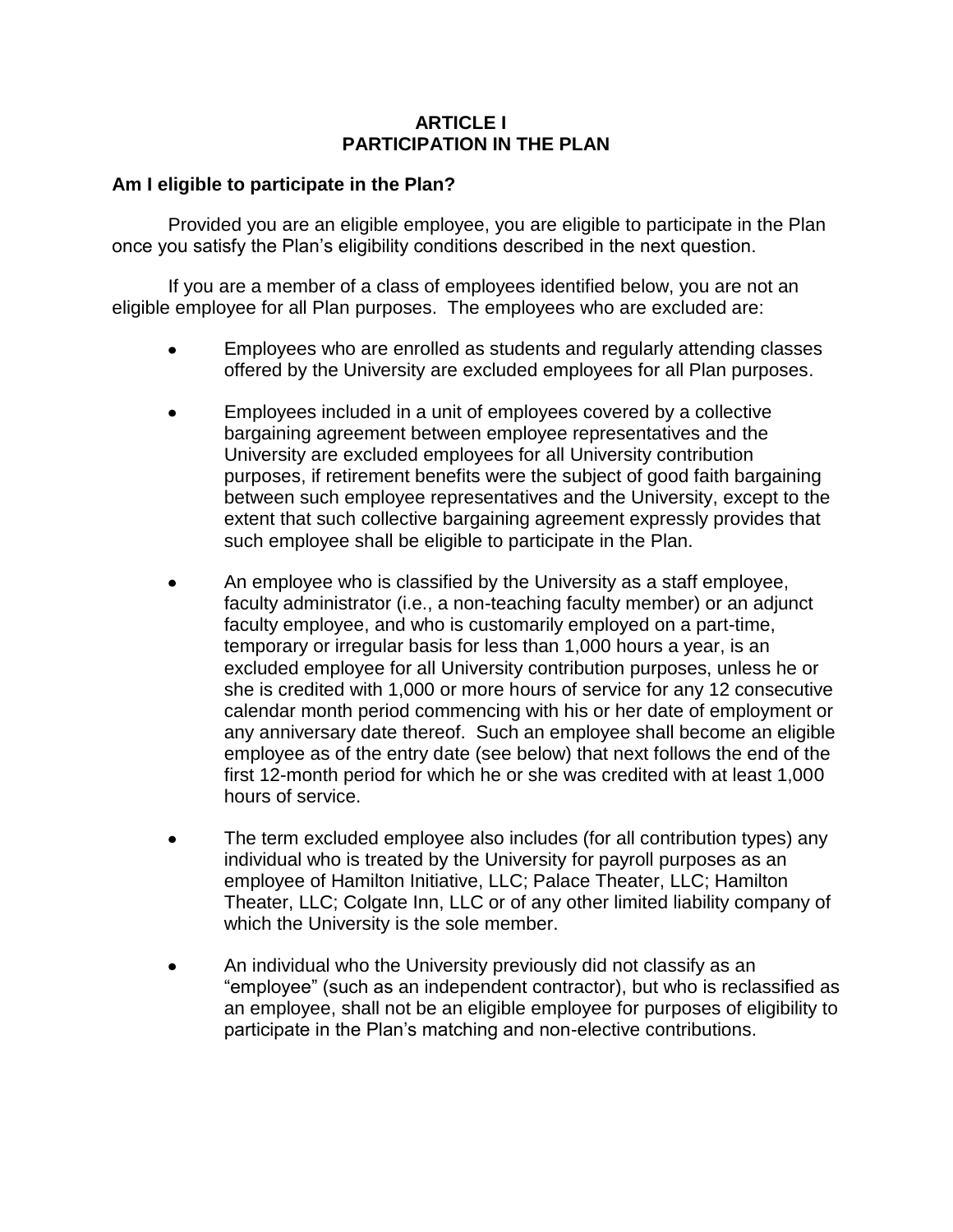# ARTICLE I
# PARTICIPATION IN THE PLAN

### Am I eligible to participate in the Plan?

Provided you are an eligible employee, you are eligible to participate in the Plan once you satisfy the Plan's eligibility conditions described in the next question.

If you are a member of a class of employees identified below, you are not an eligible employee for all Plan purposes. The employees who are excluded are:

- Employees who are enrolled as students and regularly attending classes offered by the University are excluded employees for all Plan purposes.

- Employees included in a unit of employees covered by a collective bargaining agreement between employee representatives and the University are excluded employees for all University contribution purposes, if retirement benefits were the subject of good faith bargaining between such employee representatives and the University, except to the extent that such collective bargaining agreement expressly provides that such employee shall be eligible to participate in the Plan.

- An employee who is classified by the University as a staff employee, faculty administrator (i.e., a non-teaching faculty member) or an adjunct faculty employee, and who is customarily employed on a part-time, temporary or irregular basis for less than 1,000 hours a year, is an excluded employee for all University contribution purposes, unless he or she is credited with 1,000 or more hours of service for any 12 consecutive calendar month period commencing with his or her date of employment or any anniversary date thereof. Such an employee shall become an eligible employee as of the entry date (see below) that next follows the end of the first 12-month period for which he or she was credited with at least 1,000 hours of service.

- The term excluded employee also includes (for all contribution types) any individual who is treated by the University for payroll purposes as an employee of Hamilton Initiative, LLC; Palace Theater, LLC; Hamilton Theater, LLC; Colgate Inn, LLC or of any other limited liability company of which the University is the sole member.

- An individual who the University previously did not classify as an "employee" (such as an independent contractor), but who is reclassified as an employee, shall not be an eligible employee for purposes of eligibility to participate in the Plan's matching and non-elective contributions.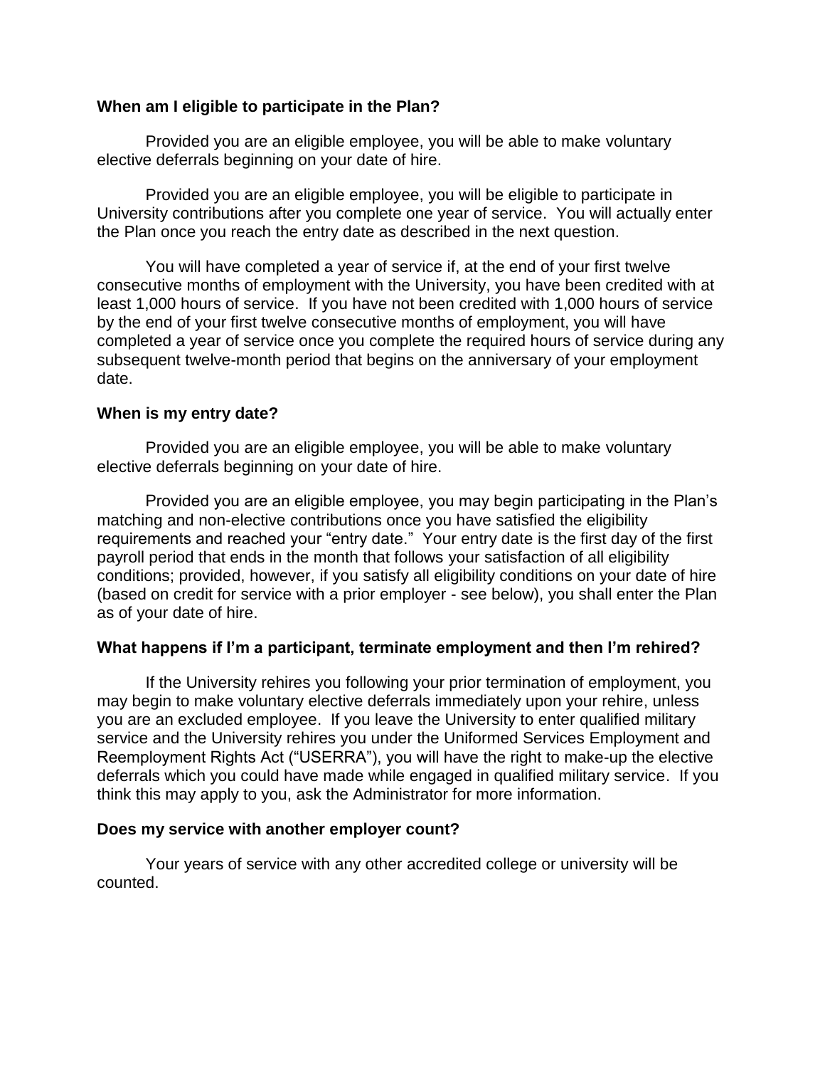**When am I eligible to participate in the Plan?**

Provided you are an eligible employee, you will be able to make voluntary elective deferrals beginning on your date of hire.

Provided you are an eligible employee, you will be eligible to participate in University contributions after you complete one year of service. You will actually enter the Plan once you reach the entry date as described in the next question.

You will have completed a year of service if, at the end of your first twelve consecutive months of employment with the University, you have been credited with at least 1,000 hours of service. If you have not been credited with 1,000 hours of service by the end of your first twelve consecutive months of employment, you will have completed a year of service once you complete the required hours of service during any subsequent twelve-month period that begins on the anniversary of your employment date.

**When is my entry date?**

Provided you are an eligible employee, you will be able to make voluntary elective deferrals beginning on your date of hire.

Provided you are an eligible employee, you may begin participating in the Plan's matching and non-elective contributions once you have satisfied the eligibility requirements and reached your "entry date." Your entry date is the first day of the first payroll period that ends in the month that follows your satisfaction of all eligibility conditions; provided, however, if you satisfy all eligibility conditions on your date of hire (based on credit for service with a prior employer - see below), you shall enter the Plan as of your date of hire.

**What happens if I'm a participant, terminate employment and then I'm rehired?**

If the University rehires you following your prior termination of employment, you may begin to make voluntary elective deferrals immediately upon your rehire, unless you are an excluded employee. If you leave the University to enter qualified military service and the University rehires you under the Uniformed Services Employment and Reemployment Rights Act ("USERRA"), you will have the right to make-up the elective deferrals which you could have made while engaged in qualified military service. If you think this may apply to you, ask the Administrator for more information.

**Does my service with another employer count?**

Your years of service with any other accredited college or university will be counted.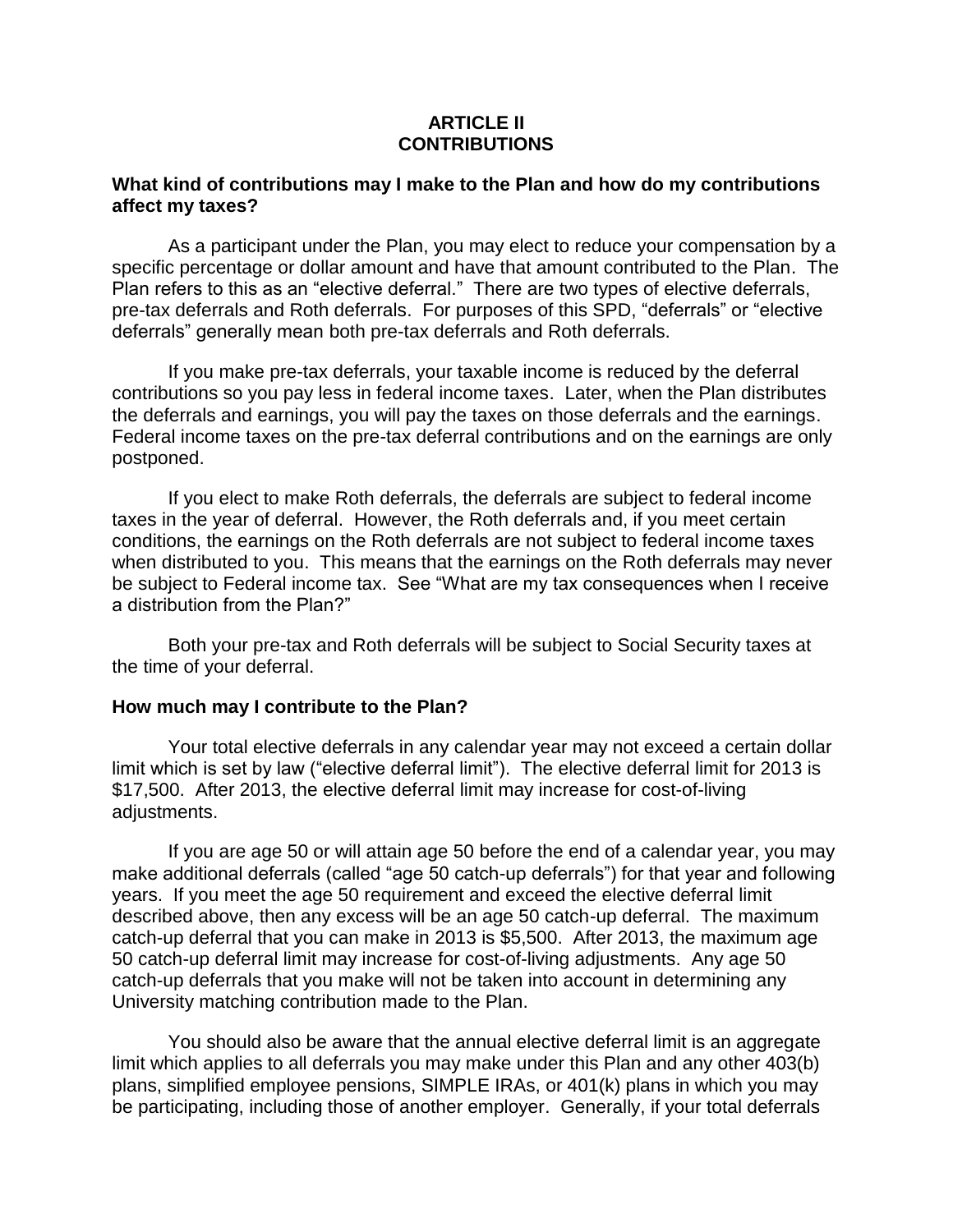## ARTICLE II
## CONTRIBUTIONS

**What kind of contributions may I make to the Plan and how do my contributions affect my taxes?**

As a participant under the Plan, you may elect to reduce your compensation by a specific percentage or dollar amount and have that amount contributed to the Plan. The Plan refers to this as an "elective deferral." There are two types of elective deferrals, pre-tax deferrals and Roth deferrals. For purposes of this SPD, "deferrals" or "elective deferrals" generally mean both pre-tax deferrals and Roth deferrals.

If you make pre-tax deferrals, your taxable income is reduced by the deferral contributions so you pay less in federal income taxes. Later, when the Plan distributes the deferrals and earnings, you will pay the taxes on those deferrals and the earnings. Federal income taxes on the pre-tax deferral contributions and on the earnings are only postponed.

If you elect to make Roth deferrals, the deferrals are subject to federal income taxes in the year of deferral. However, the Roth deferrals and, if you meet certain conditions, the earnings on the Roth deferrals are not subject to federal income taxes when distributed to you. This means that the earnings on the Roth deferrals may never be subject to Federal income tax. See "What are my tax consequences when I receive a distribution from the Plan?"

Both your pre-tax and Roth deferrals will be subject to Social Security taxes at the time of your deferral.

**How much may I contribute to the Plan?**

Your total elective deferrals in any calendar year may not exceed a certain dollar limit which is set by law ("elective deferral limit"). The elective deferral limit for 2013 is $17,500. After 2013, the elective deferral limit may increase for cost-of-living adjustments.

If you are age 50 or will attain age 50 before the end of a calendar year, you may make additional deferrals (called "age 50 catch-up deferrals") for that year and following years. If you meet the age 50 requirement and exceed the elective deferral limit described above, then any excess will be an age 50 catch-up deferral. The maximum catch-up deferral that you can make in 2013 is $5,500. After 2013, the maximum age 50 catch-up deferral limit may increase for cost-of-living adjustments. Any age 50 catch-up deferrals that you make will not be taken into account in determining any University matching contribution made to the Plan.

You should also be aware that the annual elective deferral limit is an aggregate limit which applies to all deferrals you may make under this Plan and any other 403(b) plans, simplified employee pensions, SIMPLE IRAs, or 401(k) plans in which you may be participating, including those of another employer. Generally, if your total deferrals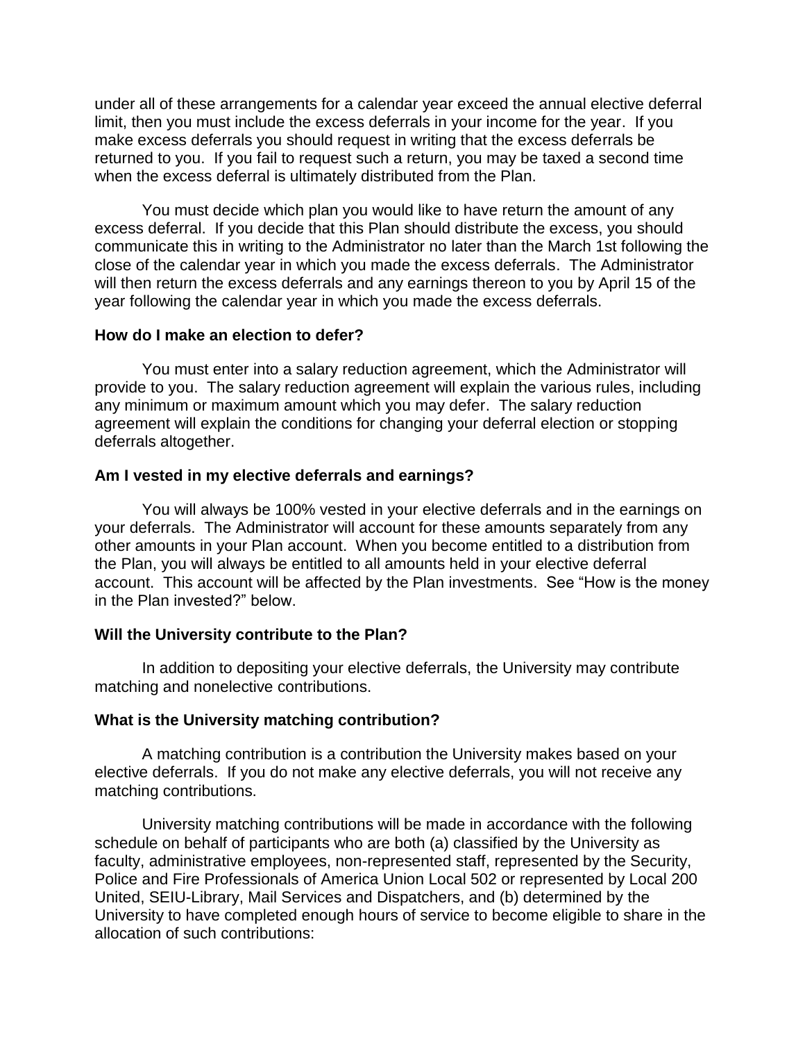under all of these arrangements for a calendar year exceed the annual elective deferral limit, then you must include the excess deferrals in your income for the year. If you make excess deferrals you should request in writing that the excess deferrals be returned to you. If you fail to request such a return, you may be taxed a second time when the excess deferral is ultimately distributed from the Plan.

You must decide which plan you would like to have return the amount of any excess deferral. If you decide that this Plan should distribute the excess, you should communicate this in writing to the Administrator no later than the March 1st following the close of the calendar year in which you made the excess deferrals. The Administrator will then return the excess deferrals and any earnings thereon to you by April 15 of the year following the calendar year in which you made the excess deferrals.

**How do I make an election to defer?**

You must enter into a salary reduction agreement, which the Administrator will provide to you. The salary reduction agreement will explain the various rules, including any minimum or maximum amount which you may defer. The salary reduction agreement will explain the conditions for changing your deferral election or stopping deferrals altogether.

**Am I vested in my elective deferrals and earnings?**

You will always be 100% vested in your elective deferrals and in the earnings on your deferrals. The Administrator will account for these amounts separately from any other amounts in your Plan account. When you become entitled to a distribution from the Plan, you will always be entitled to all amounts held in your elective deferral account. This account will be affected by the Plan investments. See "How is the money in the Plan invested?" below.

**Will the University contribute to the Plan?**

In addition to depositing your elective deferrals, the University may contribute matching and nonelective contributions.

**What is the University matching contribution?**

A matching contribution is a contribution the University makes based on your elective deferrals. If you do not make any elective deferrals, you will not receive any matching contributions.

University matching contributions will be made in accordance with the following schedule on behalf of participants who are both (a) classified by the University as faculty, administrative employees, non-represented staff, represented by the Security, Police and Fire Professionals of America Union Local 502 or represented by Local 200 United, SEIU-Library, Mail Services and Dispatchers, and (b) determined by the University to have completed enough hours of service to become eligible to share in the allocation of such contributions: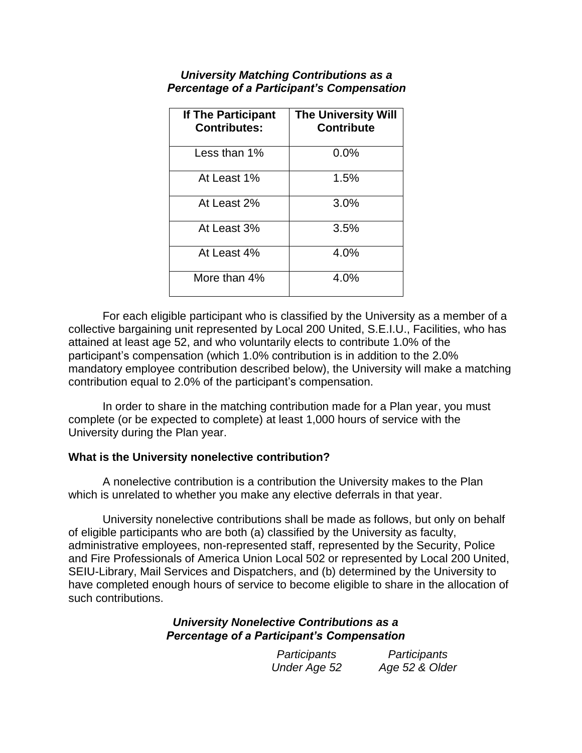***University Matching Contributions as a Percentage of a Participant's Compensation***

| If The Participant Contributes: | The University Will Contribute |
|---|---|
| Less than 1% | 0.0% |
| At Least 1% | 1.5% |
| At Least 2% | 3.0% |
| At Least 3% | 3.5% |
| At Least 4% | 4.0% |
| More than 4% | 4.0% |

For each eligible participant who is classified by the University as a member of a collective bargaining unit represented by Local 200 United, S.E.I.U., Facilities, who has attained at least age 52, and who voluntarily elects to contribute 1.0% of the participant's compensation (which 1.0% contribution is in addition to the 2.0% mandatory employee contribution described below), the University will make a matching contribution equal to 2.0% of the participant's compensation.

In order to share in the matching contribution made for a Plan year, you must complete (or be expected to complete) at least 1,000 hours of service with the University during the Plan year.

**What is the University nonelective contribution?**

A nonelective contribution is a contribution the University makes to the Plan which is unrelated to whether you make any elective deferrals in that year.

University nonelective contributions shall be made as follows, but only on behalf of eligible participants who are both (a) classified by the University as faculty, administrative employees, non-represented staff, represented by the Security, Police and Fire Professionals of America Union Local 502 or represented by Local 200 United, SEIU-Library, Mail Services and Dispatchers, and (b) determined by the University to have completed enough hours of service to become eligible to share in the allocation of such contributions.

***University Nonelective Contributions as a Percentage of a Participant's Compensation***

| | *Participants Under Age 52* | *Participants Age 52 & Older* |
|---|---|---|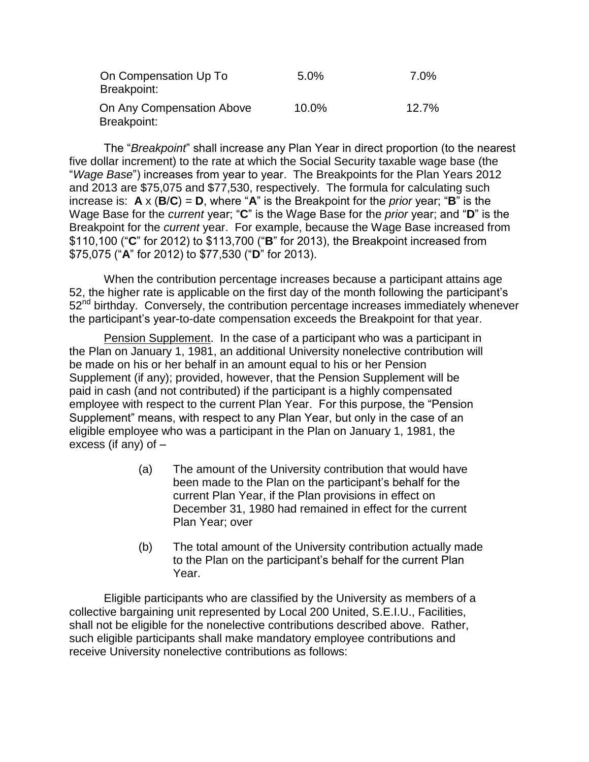| | | |
|---|---|---|
| On Compensation Up To Breakpoint: | 5.0% | 7.0% |
| On Any Compensation Above Breakpoint: | 10.0% | 12.7% |

The "*Breakpoint*" shall increase any Plan Year in direct proportion (to the nearest five dollar increment) to the rate at which the Social Security taxable wage base (the "*Wage Base*") increases from year to year. The Breakpoints for the Plan Years 2012 and 2013 are $75,075 and $77,530, respectively. The formula for calculating such increase is: **A** x (**B**/**C**) = **D**, where "**A**" is the Breakpoint for the *prior* year; "**B**" is the Wage Base for the *current* year; "**C**" is the Wage Base for the *prior* year; and "**D**" is the Breakpoint for the *current* year. For example, because the Wage Base increased from $110,100 ("**C**" for 2012) to $113,700 ("**B**" for 2013), the Breakpoint increased from $75,075 ("**A**" for 2012) to $77,530 ("**D**" for 2013).

When the contribution percentage increases because a participant attains age 52, the higher rate is applicable on the first day of the month following the participant's 52nd birthday. Conversely, the contribution percentage increases immediately whenever the participant's year-to-date compensation exceeds the Breakpoint for that year.

Pension Supplement. In the case of a participant who was a participant in the Plan on January 1, 1981, an additional University nonelective contribution will be made on his or her behalf in an amount equal to his or her Pension Supplement (if any); provided, however, that the Pension Supplement will be paid in cash (and not contributed) if the participant is a highly compensated employee with respect to the current Plan Year. For this purpose, the "Pension Supplement" means, with respect to any Plan Year, but only in the case of an eligible employee who was a participant in the Plan on January 1, 1981, the excess (if any) of –

(a) The amount of the University contribution that would have been made to the Plan on the participant's behalf for the current Plan Year, if the Plan provisions in effect on December 31, 1980 had remained in effect for the current Plan Year; over

(b) The total amount of the University contribution actually made to the Plan on the participant's behalf for the current Plan Year.

Eligible participants who are classified by the University as members of a collective bargaining unit represented by Local 200 United, S.E.I.U., Facilities, shall not be eligible for the nonelective contributions described above. Rather, such eligible participants shall make mandatory employee contributions and receive University nonelective contributions as follows: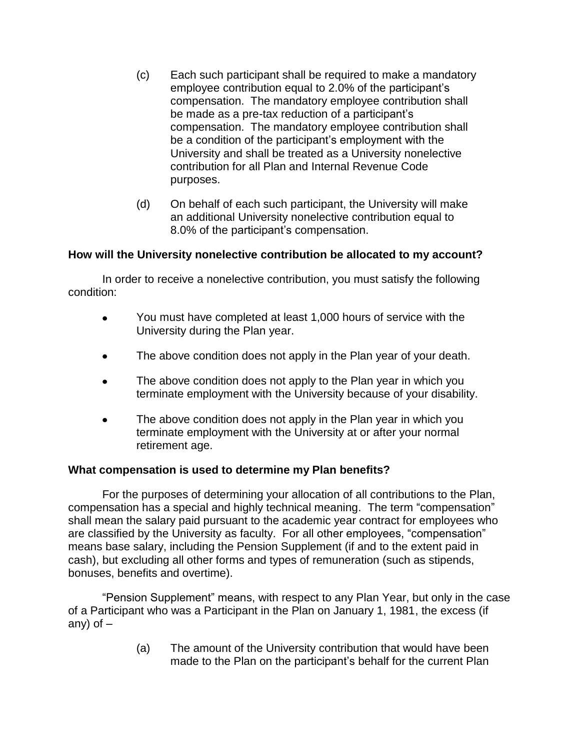(c) Each such participant shall be required to make a mandatory employee contribution equal to 2.0% of the participant's compensation. The mandatory employee contribution shall be made as a pre-tax reduction of a participant's compensation. The mandatory employee contribution shall be a condition of the participant's employment with the University and shall be treated as a University nonelective contribution for all Plan and Internal Revenue Code purposes.

(d) On behalf of each such participant, the University will make an additional University nonelective contribution equal to 8.0% of the participant's compensation.

**How will the University nonelective contribution be allocated to my account?**

In order to receive a nonelective contribution, you must satisfy the following condition:

- You must have completed at least 1,000 hours of service with the University during the Plan year.
- The above condition does not apply in the Plan year of your death.
- The above condition does not apply to the Plan year in which you terminate employment with the University because of your disability.
- The above condition does not apply in the Plan year in which you terminate employment with the University at or after your normal retirement age.

**What compensation is used to determine my Plan benefits?**

For the purposes of determining your allocation of all contributions to the Plan, compensation has a special and highly technical meaning. The term "compensation" shall mean the salary paid pursuant to the academic year contract for employees who are classified by the University as faculty. For all other employees, "compensation" means base salary, including the Pension Supplement (if and to the extent paid in cash), but excluding all other forms and types of remuneration (such as stipends, bonuses, benefits and overtime).

"Pension Supplement" means, with respect to any Plan Year, but only in the case of a Participant who was a Participant in the Plan on January 1, 1981, the excess (if any) of –

(a) The amount of the University contribution that would have been made to the Plan on the participant's behalf for the current Plan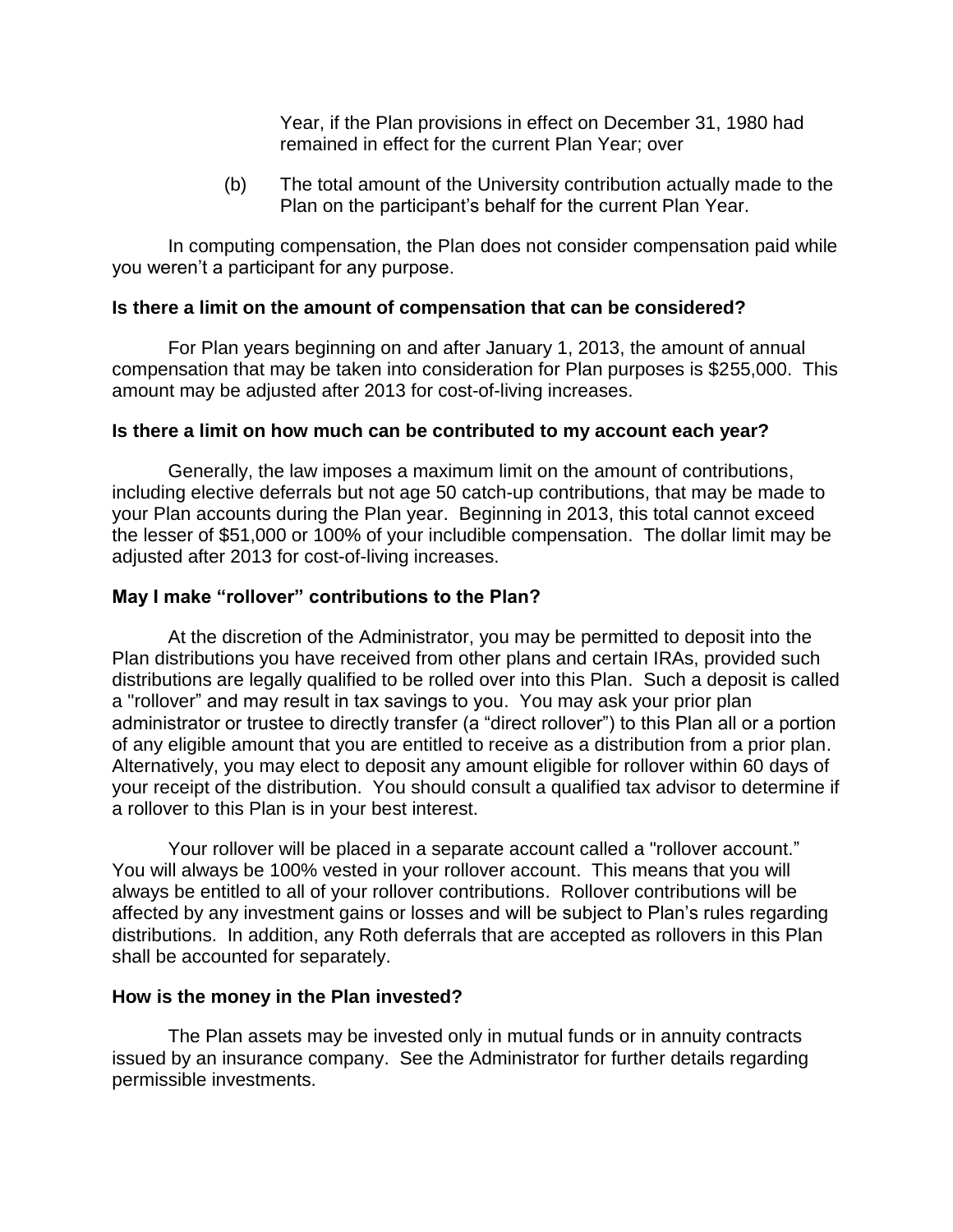Year, if the Plan provisions in effect on December 31, 1980 had remained in effect for the current Plan Year; over

(b) The total amount of the University contribution actually made to the Plan on the participant's behalf for the current Plan Year.

In computing compensation, the Plan does not consider compensation paid while you weren't a participant for any purpose.

**Is there a limit on the amount of compensation that can be considered?**

For Plan years beginning on and after January 1, 2013, the amount of annual compensation that may be taken into consideration for Plan purposes is $255,000. This amount may be adjusted after 2013 for cost-of-living increases.

**Is there a limit on how much can be contributed to my account each year?**

Generally, the law imposes a maximum limit on the amount of contributions, including elective deferrals but not age 50 catch-up contributions, that may be made to your Plan accounts during the Plan year. Beginning in 2013, this total cannot exceed the lesser of $51,000 or 100% of your includible compensation. The dollar limit may be adjusted after 2013 for cost-of-living increases.

**May I make "rollover" contributions to the Plan?**

At the discretion of the Administrator, you may be permitted to deposit into the Plan distributions you have received from other plans and certain IRAs, provided such distributions are legally qualified to be rolled over into this Plan. Such a deposit is called a "rollover" and may result in tax savings to you. You may ask your prior plan administrator or trustee to directly transfer (a "direct rollover") to this Plan all or a portion of any eligible amount that you are entitled to receive as a distribution from a prior plan. Alternatively, you may elect to deposit any amount eligible for rollover within 60 days of your receipt of the distribution. You should consult a qualified tax advisor to determine if a rollover to this Plan is in your best interest.

Your rollover will be placed in a separate account called a "rollover account." You will always be 100% vested in your rollover account. This means that you will always be entitled to all of your rollover contributions. Rollover contributions will be affected by any investment gains or losses and will be subject to Plan's rules regarding distributions. In addition, any Roth deferrals that are accepted as rollovers in this Plan shall be accounted for separately.

**How is the money in the Plan invested?**

The Plan assets may be invested only in mutual funds or in annuity contracts issued by an insurance company. See the Administrator for further details regarding permissible investments.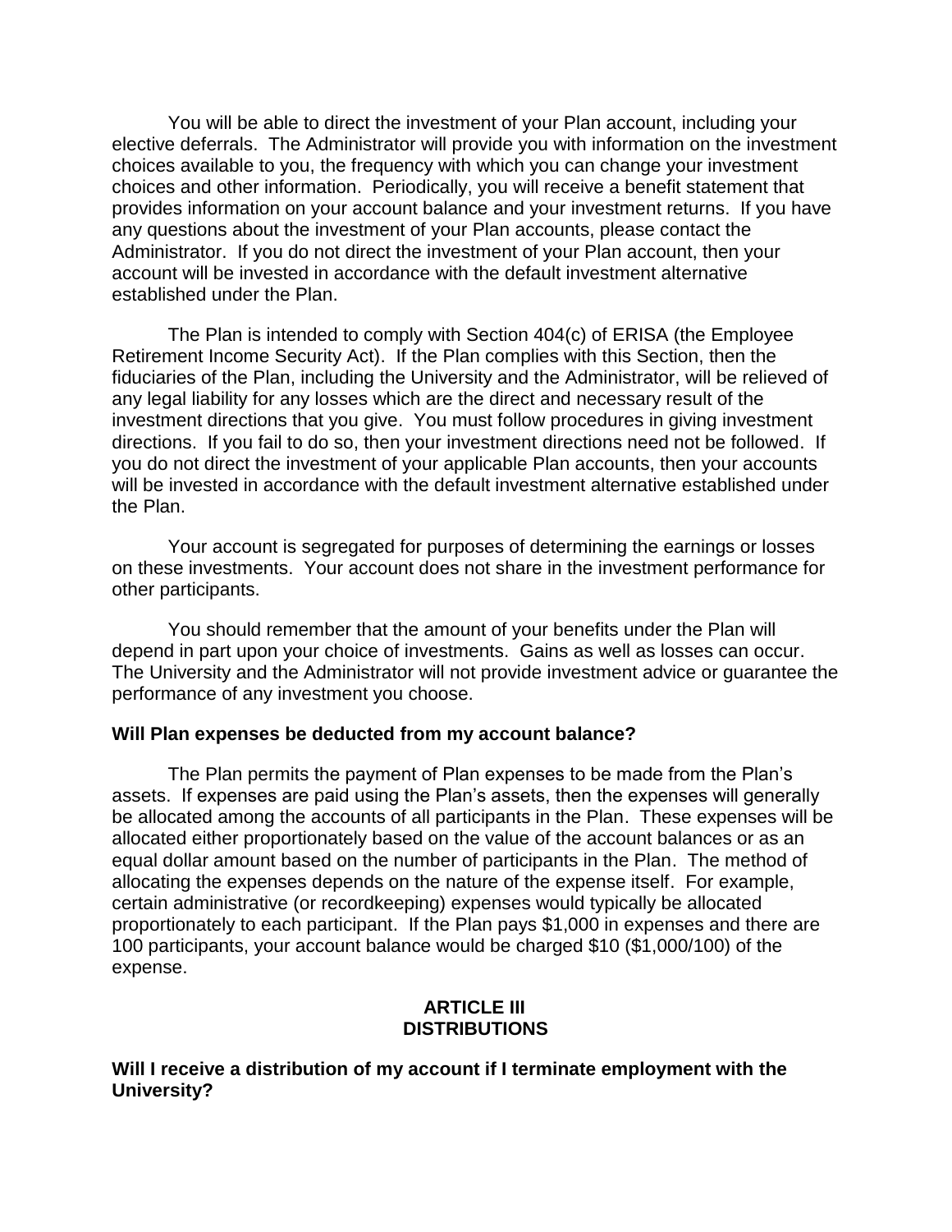You will be able to direct the investment of your Plan account, including your elective deferrals. The Administrator will provide you with information on the investment choices available to you, the frequency with which you can change your investment choices and other information. Periodically, you will receive a benefit statement that provides information on your account balance and your investment returns. If you have any questions about the investment of your Plan accounts, please contact the Administrator. If you do not direct the investment of your Plan account, then your account will be invested in accordance with the default investment alternative established under the Plan.

The Plan is intended to comply with Section 404(c) of ERISA (the Employee Retirement Income Security Act). If the Plan complies with this Section, then the fiduciaries of the Plan, including the University and the Administrator, will be relieved of any legal liability for any losses which are the direct and necessary result of the investment directions that you give. You must follow procedures in giving investment directions. If you fail to do so, then your investment directions need not be followed. If you do not direct the investment of your applicable Plan accounts, then your accounts will be invested in accordance with the default investment alternative established under the Plan.

Your account is segregated for purposes of determining the earnings or losses on these investments. Your account does not share in the investment performance for other participants.

You should remember that the amount of your benefits under the Plan will depend in part upon your choice of investments. Gains as well as losses can occur. The University and the Administrator will not provide investment advice or guarantee the performance of any investment you choose.

**Will Plan expenses be deducted from my account balance?**

The Plan permits the payment of Plan expenses to be made from the Plan's assets. If expenses are paid using the Plan's assets, then the expenses will generally be allocated among the accounts of all participants in the Plan. These expenses will be allocated either proportionately based on the value of the account balances or as an equal dollar amount based on the number of participants in the Plan. The method of allocating the expenses depends on the nature of the expense itself. For example, certain administrative (or recordkeeping) expenses would typically be allocated proportionately to each participant. If the Plan pays $1,000 in expenses and there are 100 participants, your account balance would be charged $10 ($1,000/100) of the expense.

## ARTICLE III
## DISTRIBUTIONS

**Will I receive a distribution of my account if I terminate employment with the University?**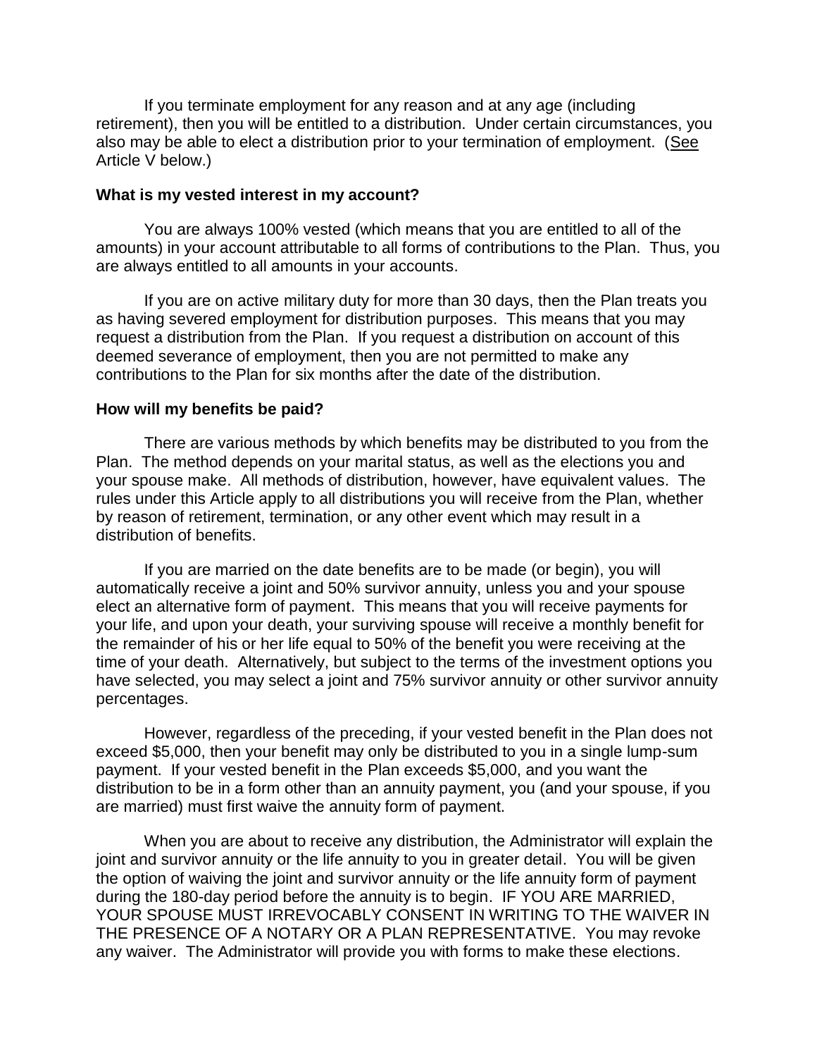If you terminate employment for any reason and at any age (including retirement), then you will be entitled to a distribution. Under certain circumstances, you also may be able to elect a distribution prior to your termination of employment. (See Article V below.)

**What is my vested interest in my account?**

You are always 100% vested (which means that you are entitled to all of the amounts) in your account attributable to all forms of contributions to the Plan. Thus, you are always entitled to all amounts in your accounts.

If you are on active military duty for more than 30 days, then the Plan treats you as having severed employment for distribution purposes. This means that you may request a distribution from the Plan. If you request a distribution on account of this deemed severance of employment, then you are not permitted to make any contributions to the Plan for six months after the date of the distribution.

**How will my benefits be paid?**

There are various methods by which benefits may be distributed to you from the Plan. The method depends on your marital status, as well as the elections you and your spouse make. All methods of distribution, however, have equivalent values. The rules under this Article apply to all distributions you will receive from the Plan, whether by reason of retirement, termination, or any other event which may result in a distribution of benefits.

If you are married on the date benefits are to be made (or begin), you will automatically receive a joint and 50% survivor annuity, unless you and your spouse elect an alternative form of payment. This means that you will receive payments for your life, and upon your death, your surviving spouse will receive a monthly benefit for the remainder of his or her life equal to 50% of the benefit you were receiving at the time of your death. Alternatively, but subject to the terms of the investment options you have selected, you may select a joint and 75% survivor annuity or other survivor annuity percentages.

However, regardless of the preceding, if your vested benefit in the Plan does not exceed \$5,000, then your benefit may only be distributed to you in a single lump-sum payment. If your vested benefit in the Plan exceeds \$5,000, and you want the distribution to be in a form other than an annuity payment, you (and your spouse, if you are married) must first waive the annuity form of payment.

When you are about to receive any distribution, the Administrator will explain the joint and survivor annuity or the life annuity to you in greater detail. You will be given the option of waiving the joint and survivor annuity or the life annuity form of payment during the 180-day period before the annuity is to begin. IF YOU ARE MARRIED, YOUR SPOUSE MUST IRREVOCABLY CONSENT IN WRITING TO THE WAIVER IN THE PRESENCE OF A NOTARY OR A PLAN REPRESENTATIVE. You may revoke any waiver. The Administrator will provide you with forms to make these elections.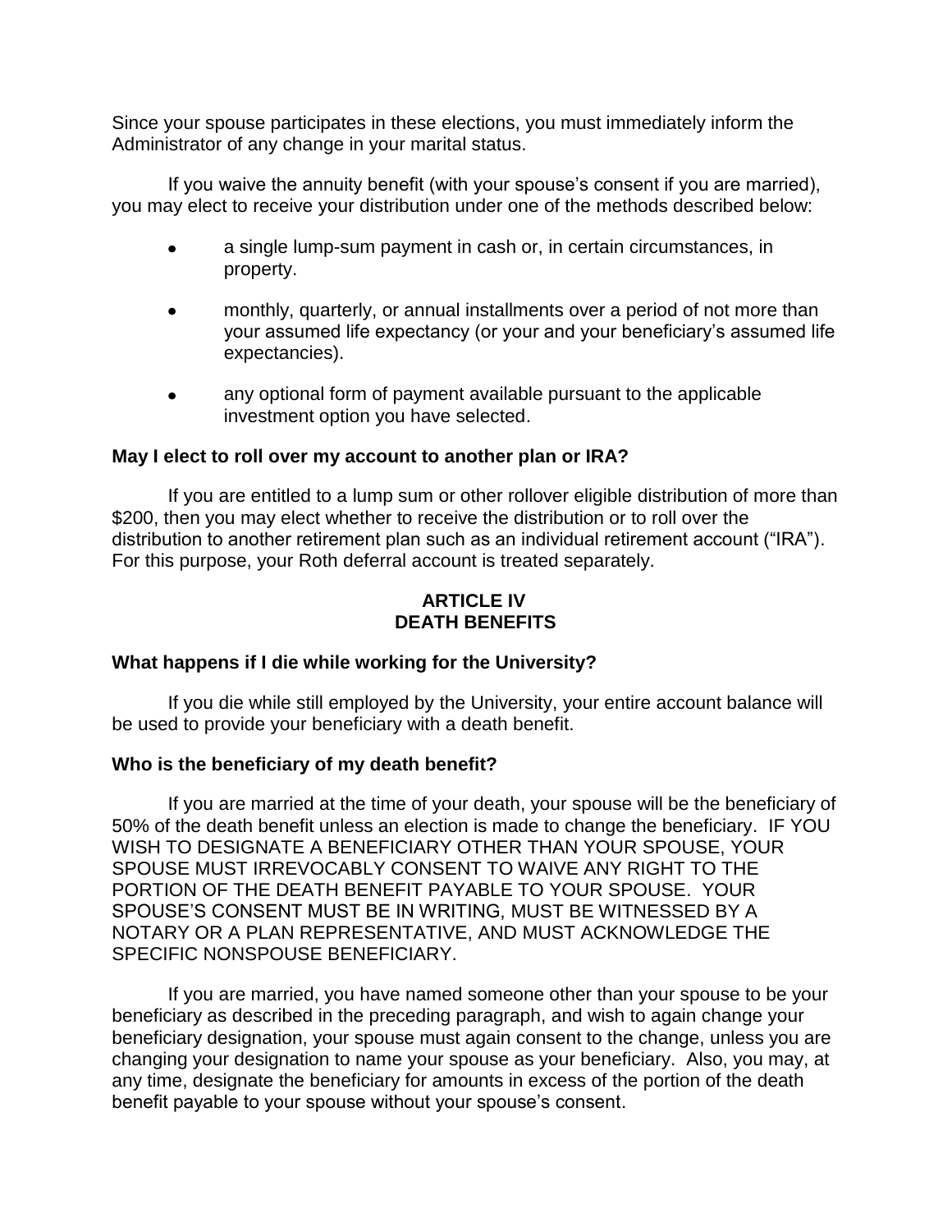Since your spouse participates in these elections, you must immediately inform the Administrator of any change in your marital status.

If you waive the annuity benefit (with your spouse's consent if you are married), you may elect to receive your distribution under one of the methods described below:

- a single lump-sum payment in cash or, in certain circumstances, in property.
- monthly, quarterly, or annual installments over a period of not more than your assumed life expectancy (or your and your beneficiary's assumed life expectancies).
- any optional form of payment available pursuant to the applicable investment option you have selected.

**May I elect to roll over my account to another plan or IRA?**

If you are entitled to a lump sum or other rollover eligible distribution of more than $200, then you may elect whether to receive the distribution or to roll over the distribution to another retirement plan such as an individual retirement account ("IRA"). For this purpose, your Roth deferral account is treated separately.

## ARTICLE IV
## DEATH BENEFITS

**What happens if I die while working for the University?**

If you die while still employed by the University, your entire account balance will be used to provide your beneficiary with a death benefit.

**Who is the beneficiary of my death benefit?**

If you are married at the time of your death, your spouse will be the beneficiary of 50% of the death benefit unless an election is made to change the beneficiary. IF YOU WISH TO DESIGNATE A BENEFICIARY OTHER THAN YOUR SPOUSE, YOUR SPOUSE MUST IRREVOCABLY CONSENT TO WAIVE ANY RIGHT TO THE PORTION OF THE DEATH BENEFIT PAYABLE TO YOUR SPOUSE. YOUR SPOUSE'S CONSENT MUST BE IN WRITING, MUST BE WITNESSED BY A NOTARY OR A PLAN REPRESENTATIVE, AND MUST ACKNOWLEDGE THE SPECIFIC NONSPOUSE BENEFICIARY.

If you are married, you have named someone other than your spouse to be your beneficiary as described in the preceding paragraph, and wish to again change your beneficiary designation, your spouse must again consent to the change, unless you are changing your designation to name your spouse as your beneficiary. Also, you may, at any time, designate the beneficiary for amounts in excess of the portion of the death benefit payable to your spouse without your spouse's consent.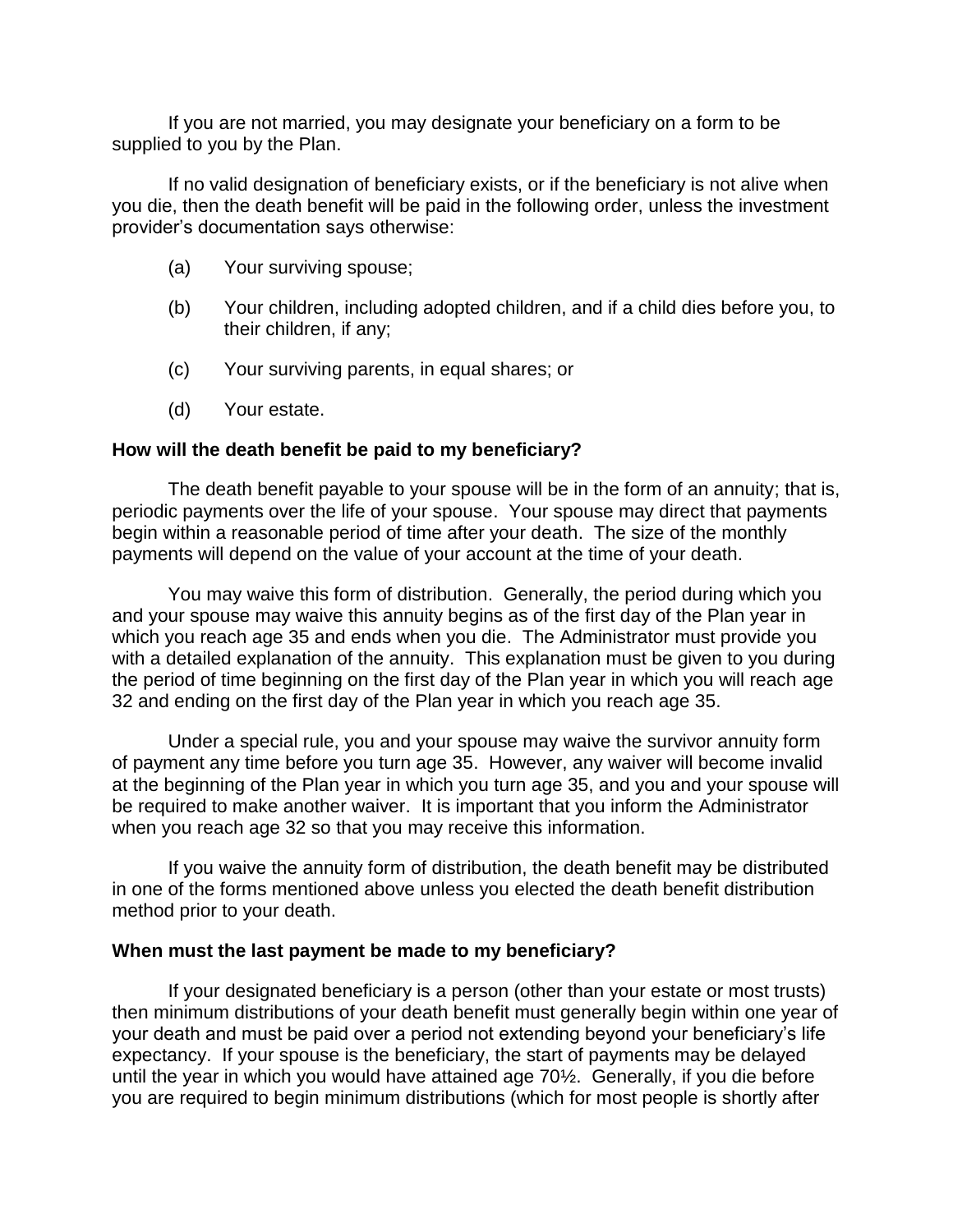If you are not married, you may designate your beneficiary on a form to be supplied to you by the Plan.

If no valid designation of beneficiary exists, or if the beneficiary is not alive when you die, then the death benefit will be paid in the following order, unless the investment provider's documentation says otherwise:

(a) Your surviving spouse;

(b) Your children, including adopted children, and if a child dies before you, to their children, if any;

(c) Your surviving parents, in equal shares; or

(d) Your estate.

**How will the death benefit be paid to my beneficiary?**

The death benefit payable to your spouse will be in the form of an annuity; that is, periodic payments over the life of your spouse. Your spouse may direct that payments begin within a reasonable period of time after your death. The size of the monthly payments will depend on the value of your account at the time of your death.

You may waive this form of distribution. Generally, the period during which you and your spouse may waive this annuity begins as of the first day of the Plan year in which you reach age 35 and ends when you die. The Administrator must provide you with a detailed explanation of the annuity. This explanation must be given to you during the period of time beginning on the first day of the Plan year in which you will reach age 32 and ending on the first day of the Plan year in which you reach age 35.

Under a special rule, you and your spouse may waive the survivor annuity form of payment any time before you turn age 35. However, any waiver will become invalid at the beginning of the Plan year in which you turn age 35, and you and your spouse will be required to make another waiver. It is important that you inform the Administrator when you reach age 32 so that you may receive this information.

If you waive the annuity form of distribution, the death benefit may be distributed in one of the forms mentioned above unless you elected the death benefit distribution method prior to your death.

**When must the last payment be made to my beneficiary?**

If your designated beneficiary is a person (other than your estate or most trusts) then minimum distributions of your death benefit must generally begin within one year of your death and must be paid over a period not extending beyond your beneficiary's life expectancy. If your spouse is the beneficiary, the start of payments may be delayed until the year in which you would have attained age 70½. Generally, if you die before you are required to begin minimum distributions (which for most people is shortly after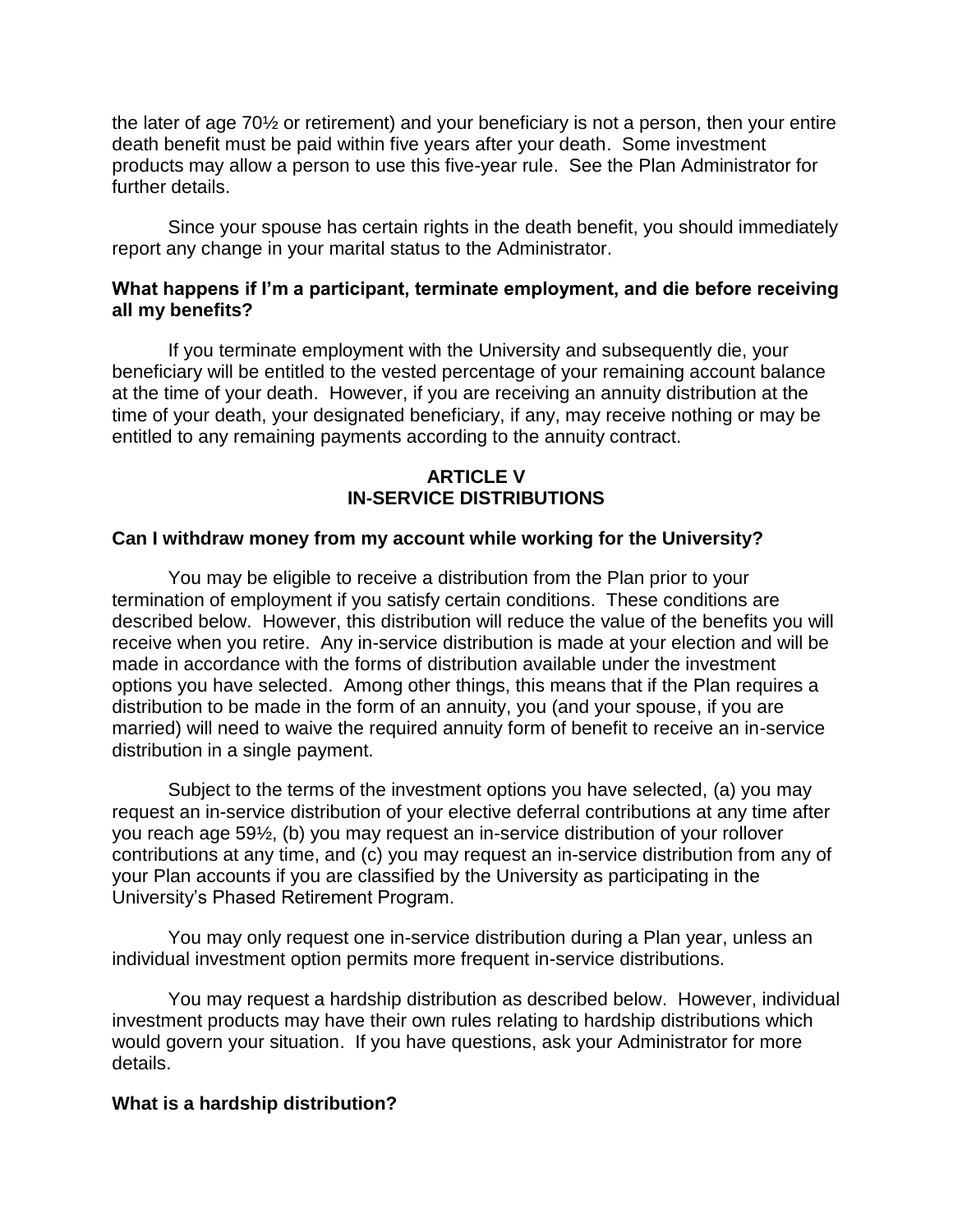the later of age 70½ or retirement) and your beneficiary is not a person, then your entire death benefit must be paid within five years after your death. Some investment products may allow a person to use this five-year rule. See the Plan Administrator for further details.

Since your spouse has certain rights in the death benefit, you should immediately report any change in your marital status to the Administrator.

**What happens if I'm a participant, terminate employment, and die before receiving all my benefits?**

If you terminate employment with the University and subsequently die, your beneficiary will be entitled to the vested percentage of your remaining account balance at the time of your death. However, if you are receiving an annuity distribution at the time of your death, your designated beneficiary, if any, may receive nothing or may be entitled to any remaining payments according to the annuity contract.

## ARTICLE V
## IN-SERVICE DISTRIBUTIONS

**Can I withdraw money from my account while working for the University?**

You may be eligible to receive a distribution from the Plan prior to your termination of employment if you satisfy certain conditions. These conditions are described below. However, this distribution will reduce the value of the benefits you will receive when you retire. Any in-service distribution is made at your election and will be made in accordance with the forms of distribution available under the investment options you have selected. Among other things, this means that if the Plan requires a distribution to be made in the form of an annuity, you (and your spouse, if you are married) will need to waive the required annuity form of benefit to receive an in-service distribution in a single payment.

Subject to the terms of the investment options you have selected, (a) you may request an in-service distribution of your elective deferral contributions at any time after you reach age 59½, (b) you may request an in-service distribution of your rollover contributions at any time, and (c) you may request an in-service distribution from any of your Plan accounts if you are classified by the University as participating in the University's Phased Retirement Program.

You may only request one in-service distribution during a Plan year, unless an individual investment option permits more frequent in-service distributions.

You may request a hardship distribution as described below. However, individual investment products may have their own rules relating to hardship distributions which would govern your situation. If you have questions, ask your Administrator for more details.

**What is a hardship distribution?**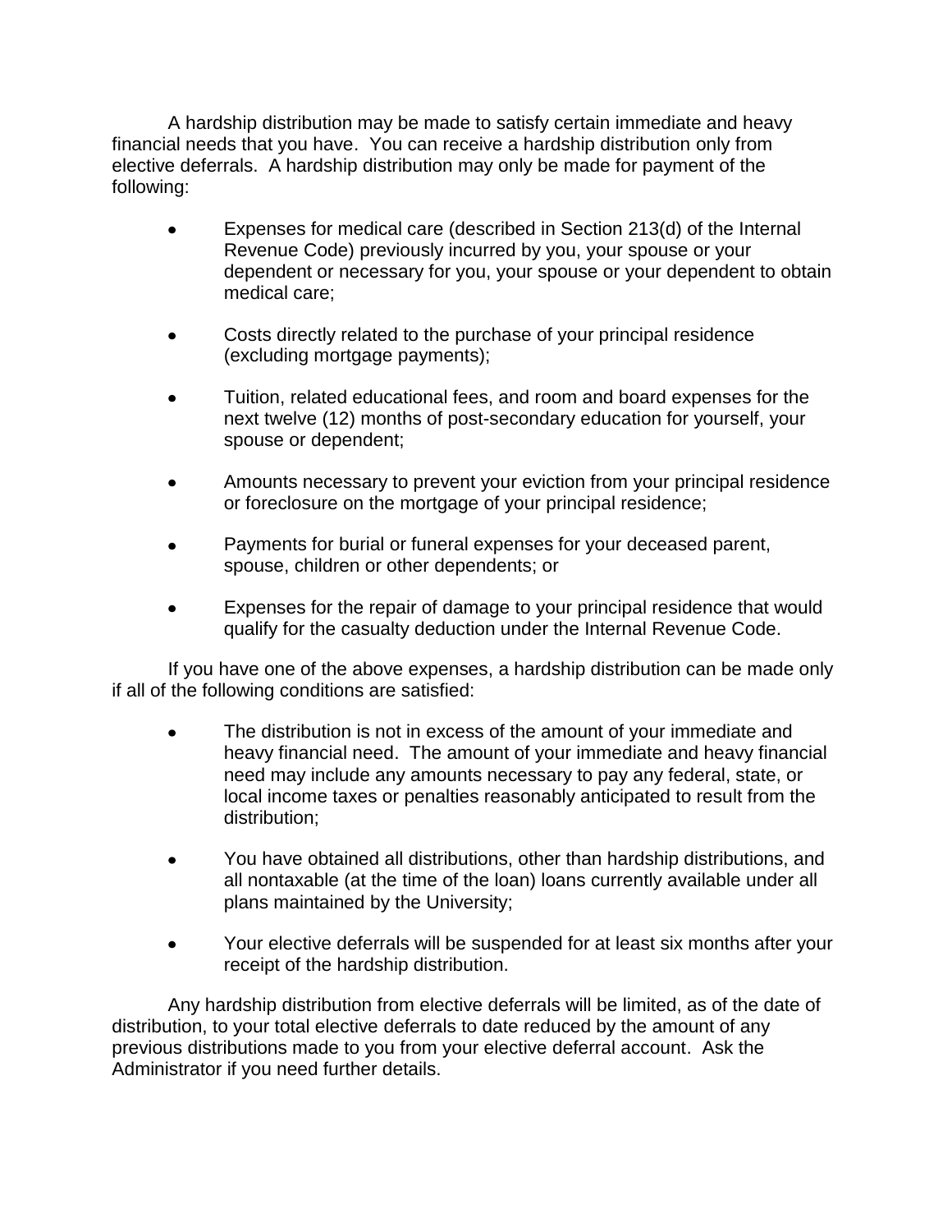A hardship distribution may be made to satisfy certain immediate and heavy financial needs that you have. You can receive a hardship distribution only from elective deferrals. A hardship distribution may only be made for payment of the following:

- Expenses for medical care (described in Section 213(d) of the Internal Revenue Code) previously incurred by you, your spouse or your dependent or necessary for you, your spouse or your dependent to obtain medical care;
- Costs directly related to the purchase of your principal residence (excluding mortgage payments);
- Tuition, related educational fees, and room and board expenses for the next twelve (12) months of post-secondary education for yourself, your spouse or dependent;
- Amounts necessary to prevent your eviction from your principal residence or foreclosure on the mortgage of your principal residence;
- Payments for burial or funeral expenses for your deceased parent, spouse, children or other dependents; or
- Expenses for the repair of damage to your principal residence that would qualify for the casualty deduction under the Internal Revenue Code.

If you have one of the above expenses, a hardship distribution can be made only if all of the following conditions are satisfied:

- The distribution is not in excess of the amount of your immediate and heavy financial need. The amount of your immediate and heavy financial need may include any amounts necessary to pay any federal, state, or local income taxes or penalties reasonably anticipated to result from the distribution;
- You have obtained all distributions, other than hardship distributions, and all nontaxable (at the time of the loan) loans currently available under all plans maintained by the University;
- Your elective deferrals will be suspended for at least six months after your receipt of the hardship distribution.

Any hardship distribution from elective deferrals will be limited, as of the date of distribution, to your total elective deferrals to date reduced by the amount of any previous distributions made to you from your elective deferral account. Ask the Administrator if you need further details.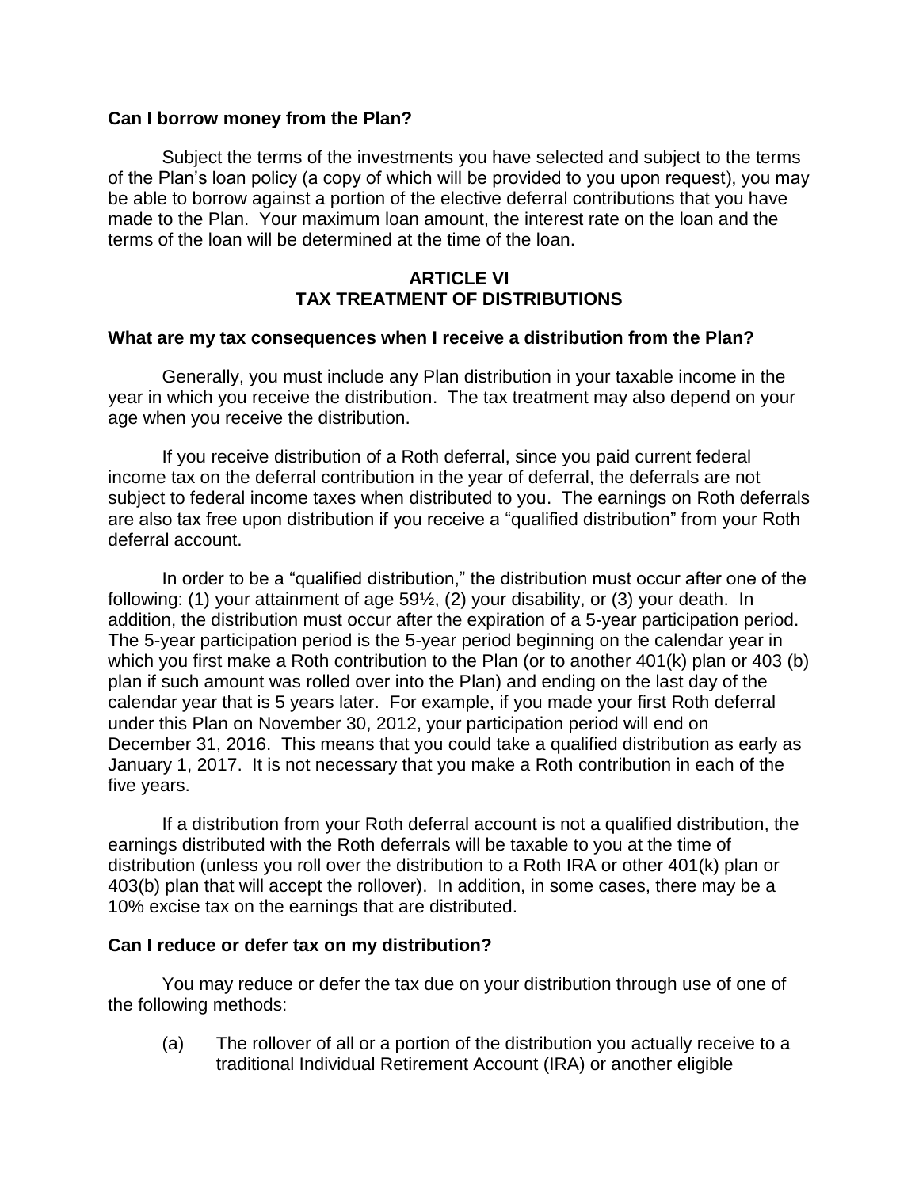**Can I borrow money from the Plan?**

Subject the terms of the investments you have selected and subject to the terms of the Plan's loan policy (a copy of which will be provided to you upon request), you may be able to borrow against a portion of the elective deferral contributions that you have made to the Plan. Your maximum loan amount, the interest rate on the loan and the terms of the loan will be determined at the time of the loan.

## ARTICLE VI
## TAX TREATMENT OF DISTRIBUTIONS

**What are my tax consequences when I receive a distribution from the Plan?**

Generally, you must include any Plan distribution in your taxable income in the year in which you receive the distribution. The tax treatment may also depend on your age when you receive the distribution.

If you receive distribution of a Roth deferral, since you paid current federal income tax on the deferral contribution in the year of deferral, the deferrals are not subject to federal income taxes when distributed to you. The earnings on Roth deferrals are also tax free upon distribution if you receive a "qualified distribution" from your Roth deferral account.

In order to be a "qualified distribution," the distribution must occur after one of the following: (1) your attainment of age 59½, (2) your disability, or (3) your death. In addition, the distribution must occur after the expiration of a 5-year participation period. The 5-year participation period is the 5-year period beginning on the calendar year in which you first make a Roth contribution to the Plan (or to another 401(k) plan or 403 (b) plan if such amount was rolled over into the Plan) and ending on the last day of the calendar year that is 5 years later. For example, if you made your first Roth deferral under this Plan on November 30, 2012, your participation period will end on December 31, 2016. This means that you could take a qualified distribution as early as January 1, 2017. It is not necessary that you make a Roth contribution in each of the five years.

If a distribution from your Roth deferral account is not a qualified distribution, the earnings distributed with the Roth deferrals will be taxable to you at the time of distribution (unless you roll over the distribution to a Roth IRA or other 401(k) plan or 403(b) plan that will accept the rollover). In addition, in some cases, there may be a 10% excise tax on the earnings that are distributed.

**Can I reduce or defer tax on my distribution?**

You may reduce or defer the tax due on your distribution through use of one of the following methods:

(a) The rollover of all or a portion of the distribution you actually receive to a traditional Individual Retirement Account (IRA) or another eligible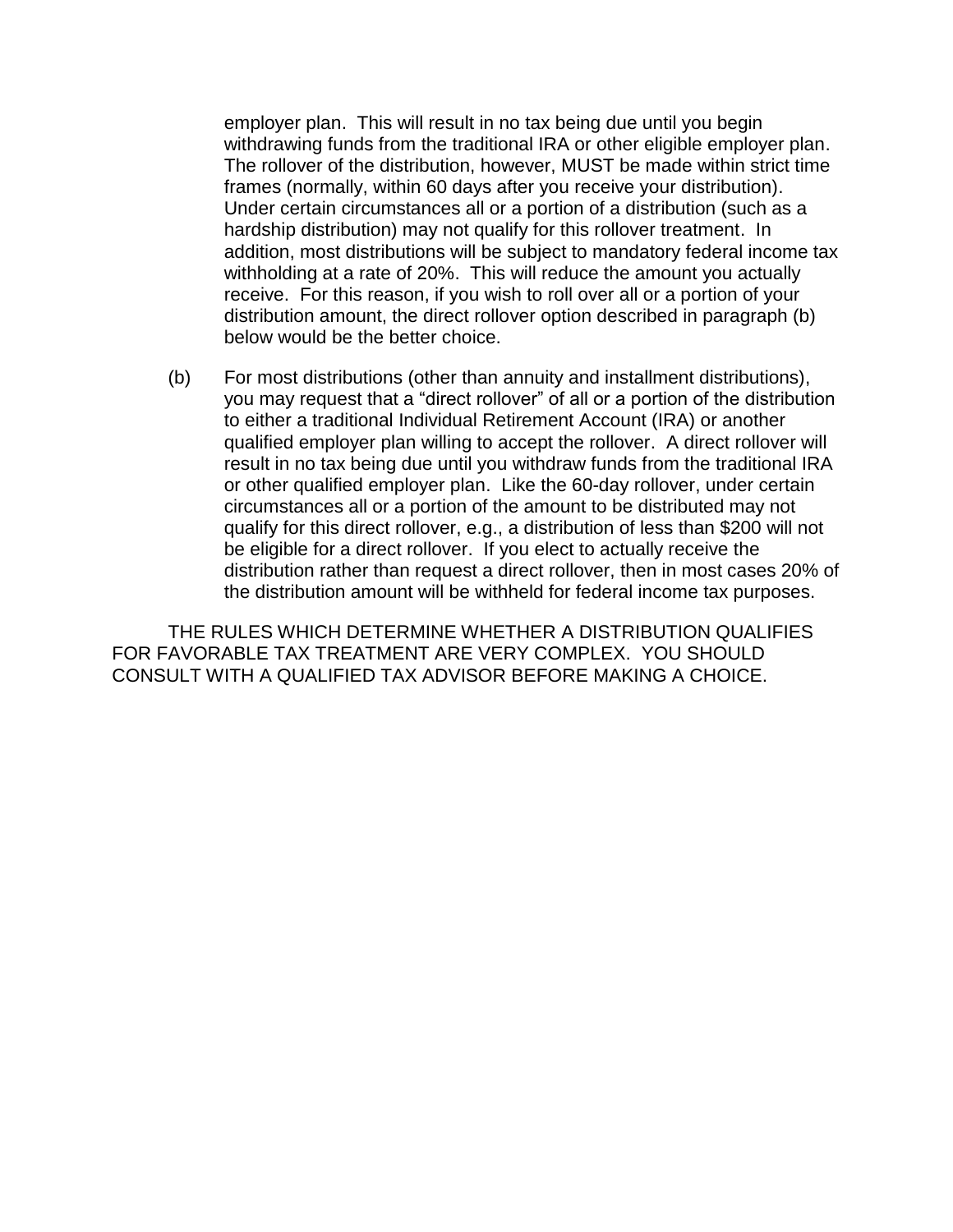employer plan. This will result in no tax being due until you begin withdrawing funds from the traditional IRA or other eligible employer plan. The rollover of the distribution, however, MUST be made within strict time frames (normally, within 60 days after you receive your distribution). Under certain circumstances all or a portion of a distribution (such as a hardship distribution) may not qualify for this rollover treatment. In addition, most distributions will be subject to mandatory federal income tax withholding at a rate of 20%. This will reduce the amount you actually receive. For this reason, if you wish to roll over all or a portion of your distribution amount, the direct rollover option described in paragraph (b) below would be the better choice.

(b) For most distributions (other than annuity and installment distributions), you may request that a "direct rollover" of all or a portion of the distribution to either a traditional Individual Retirement Account (IRA) or another qualified employer plan willing to accept the rollover. A direct rollover will result in no tax being due until you withdraw funds from the traditional IRA or other qualified employer plan. Like the 60-day rollover, under certain circumstances all or a portion of the amount to be distributed may not qualify for this direct rollover, e.g., a distribution of less than $200 will not be eligible for a direct rollover. If you elect to actually receive the distribution rather than request a direct rollover, then in most cases 20% of the distribution amount will be withheld for federal income tax purposes.

THE RULES WHICH DETERMINE WHETHER A DISTRIBUTION QUALIFIES FOR FAVORABLE TAX TREATMENT ARE VERY COMPLEX. YOU SHOULD CONSULT WITH A QUALIFIED TAX ADVISOR BEFORE MAKING A CHOICE.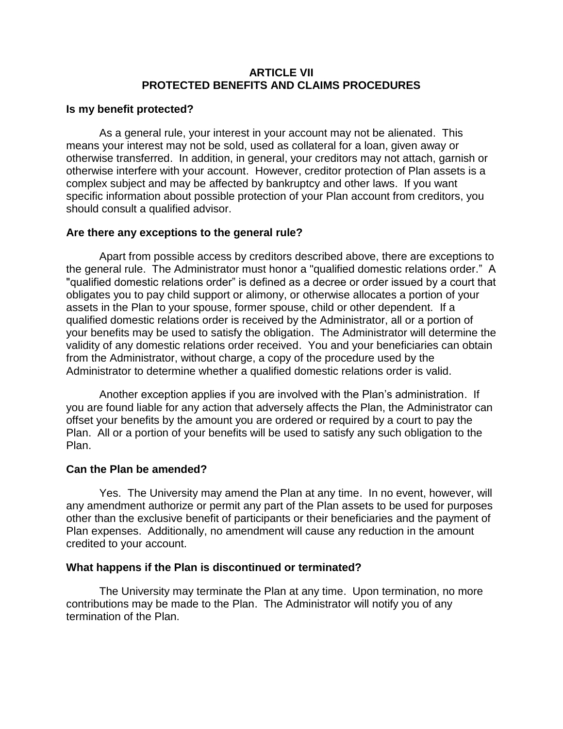# ARTICLE VII
# PROTECTED BENEFITS AND CLAIMS PROCEDURES

**Is my benefit protected?**

As a general rule, your interest in your account may not be alienated. This means your interest may not be sold, used as collateral for a loan, given away or otherwise transferred. In addition, in general, your creditors may not attach, garnish or otherwise interfere with your account. However, creditor protection of Plan assets is a complex subject and may be affected by bankruptcy and other laws. If you want specific information about possible protection of your Plan account from creditors, you should consult a qualified advisor.

**Are there any exceptions to the general rule?**

Apart from possible access by creditors described above, there are exceptions to the general rule. The Administrator must honor a "qualified domestic relations order." A "qualified domestic relations order" is defined as a decree or order issued by a court that obligates you to pay child support or alimony, or otherwise allocates a portion of your assets in the Plan to your spouse, former spouse, child or other dependent. If a qualified domestic relations order is received by the Administrator, all or a portion of your benefits may be used to satisfy the obligation. The Administrator will determine the validity of any domestic relations order received. You and your beneficiaries can obtain from the Administrator, without charge, a copy of the procedure used by the Administrator to determine whether a qualified domestic relations order is valid.

Another exception applies if you are involved with the Plan's administration. If you are found liable for any action that adversely affects the Plan, the Administrator can offset your benefits by the amount you are ordered or required by a court to pay the Plan. All or a portion of your benefits will be used to satisfy any such obligation to the Plan.

**Can the Plan be amended?**

Yes. The University may amend the Plan at any time. In no event, however, will any amendment authorize or permit any part of the Plan assets to be used for purposes other than the exclusive benefit of participants or their beneficiaries and the payment of Plan expenses. Additionally, no amendment will cause any reduction in the amount credited to your account.

**What happens if the Plan is discontinued or terminated?**

The University may terminate the Plan at any time. Upon termination, no more contributions may be made to the Plan. The Administrator will notify you of any termination of the Plan.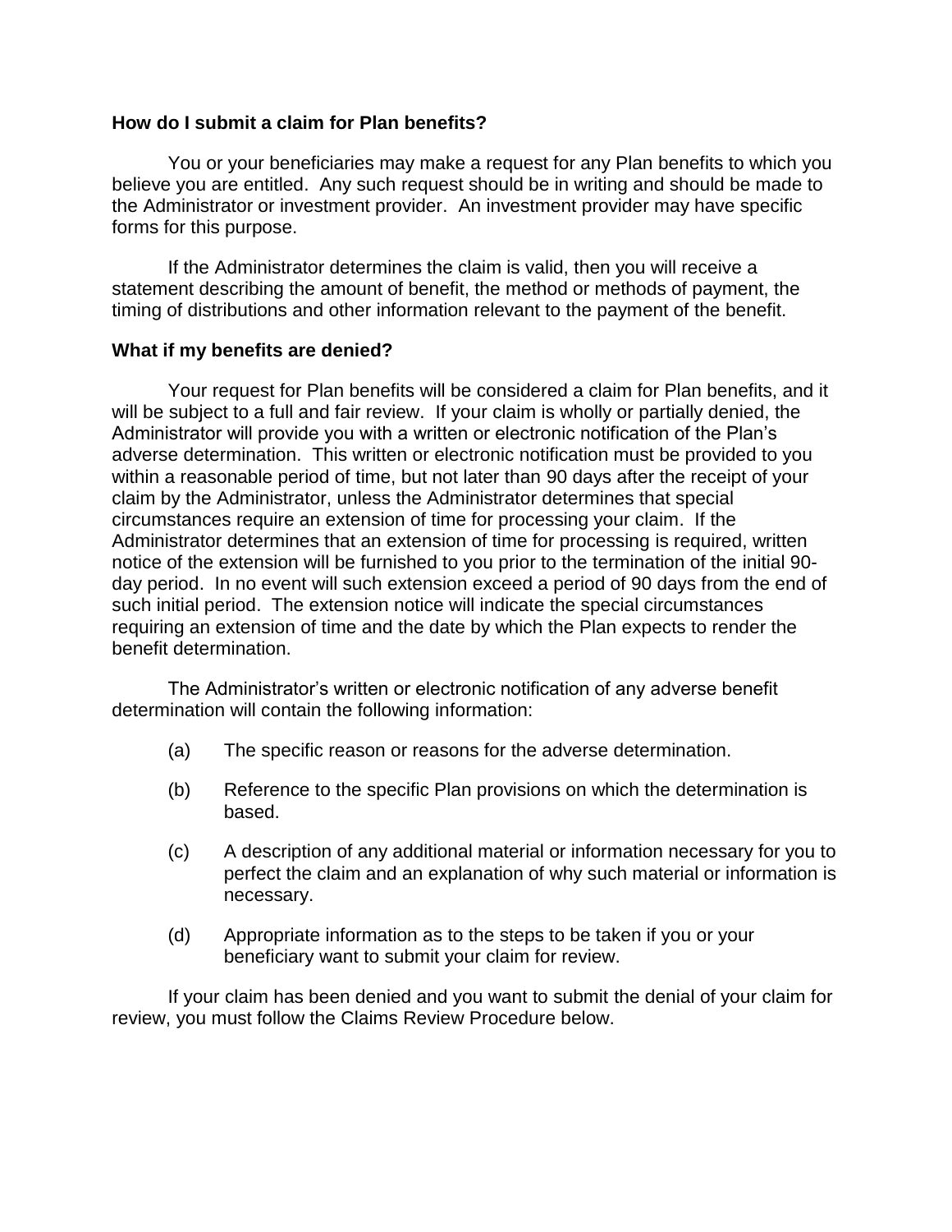### How do I submit a claim for Plan benefits?

You or your beneficiaries may make a request for any Plan benefits to which you believe you are entitled. Any such request should be in writing and should be made to the Administrator or investment provider. An investment provider may have specific forms for this purpose.

If the Administrator determines the claim is valid, then you will receive a statement describing the amount of benefit, the method or methods of payment, the timing of distributions and other information relevant to the payment of the benefit.

### What if my benefits are denied?

Your request for Plan benefits will be considered a claim for Plan benefits, and it will be subject to a full and fair review. If your claim is wholly or partially denied, the Administrator will provide you with a written or electronic notification of the Plan's adverse determination. This written or electronic notification must be provided to you within a reasonable period of time, but not later than 90 days after the receipt of your claim by the Administrator, unless the Administrator determines that special circumstances require an extension of time for processing your claim. If the Administrator determines that an extension of time for processing is required, written notice of the extension will be furnished to you prior to the termination of the initial 90-day period. In no event will such extension exceed a period of 90 days from the end of such initial period. The extension notice will indicate the special circumstances requiring an extension of time and the date by which the Plan expects to render the benefit determination.

The Administrator's written or electronic notification of any adverse benefit determination will contain the following information:

(a) The specific reason or reasons for the adverse determination.

(b) Reference to the specific Plan provisions on which the determination is based.

(c) A description of any additional material or information necessary for you to perfect the claim and an explanation of why such material or information is necessary.

(d) Appropriate information as to the steps to be taken if you or your beneficiary want to submit your claim for review.

If your claim has been denied and you want to submit the denial of your claim for review, you must follow the Claims Review Procedure below.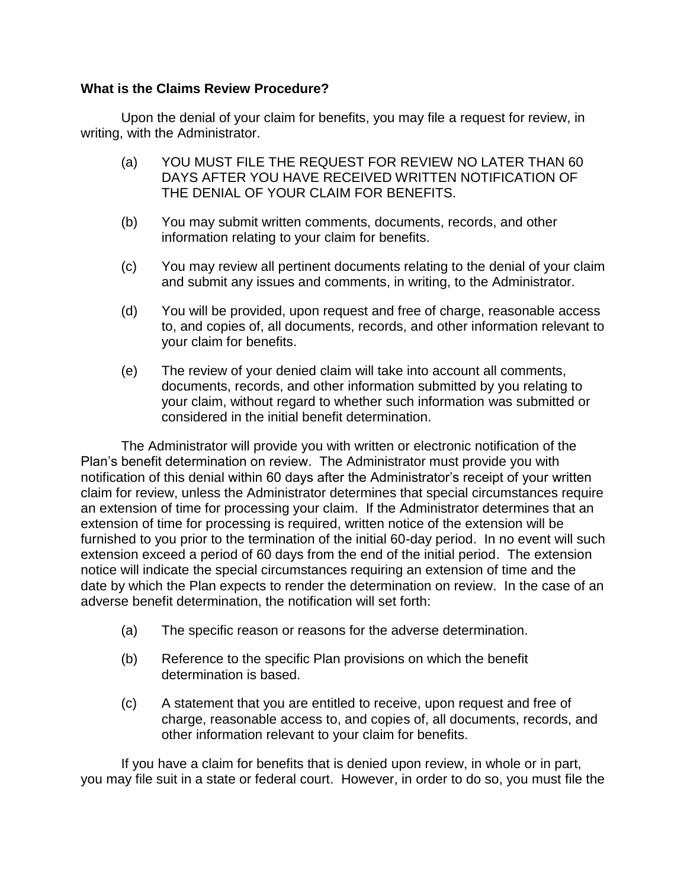**What is the Claims Review Procedure?**

Upon the denial of your claim for benefits, you may file a request for review, in writing, with the Administrator.

(a) YOU MUST FILE THE REQUEST FOR REVIEW NO LATER THAN 60 DAYS AFTER YOU HAVE RECEIVED WRITTEN NOTIFICATION OF THE DENIAL OF YOUR CLAIM FOR BENEFITS.

(b) You may submit written comments, documents, records, and other information relating to your claim for benefits.

(c) You may review all pertinent documents relating to the denial of your claim and submit any issues and comments, in writing, to the Administrator.

(d) You will be provided, upon request and free of charge, reasonable access to, and copies of, all documents, records, and other information relevant to your claim for benefits.

(e) The review of your denied claim will take into account all comments, documents, records, and other information submitted by you relating to your claim, without regard to whether such information was submitted or considered in the initial benefit determination.

The Administrator will provide you with written or electronic notification of the Plan's benefit determination on review. The Administrator must provide you with notification of this denial within 60 days after the Administrator's receipt of your written claim for review, unless the Administrator determines that special circumstances require an extension of time for processing your claim. If the Administrator determines that an extension of time for processing is required, written notice of the extension will be furnished to you prior to the termination of the initial 60-day period. In no event will such extension exceed a period of 60 days from the end of the initial period. The extension notice will indicate the special circumstances requiring an extension of time and the date by which the Plan expects to render the determination on review. In the case of an adverse benefit determination, the notification will set forth:

(a) The specific reason or reasons for the adverse determination.

(b) Reference to the specific Plan provisions on which the benefit determination is based.

(c) A statement that you are entitled to receive, upon request and free of charge, reasonable access to, and copies of, all documents, records, and other information relevant to your claim for benefits.

If you have a claim for benefits that is denied upon review, in whole or in part, you may file suit in a state or federal court. However, in order to do so, you must file the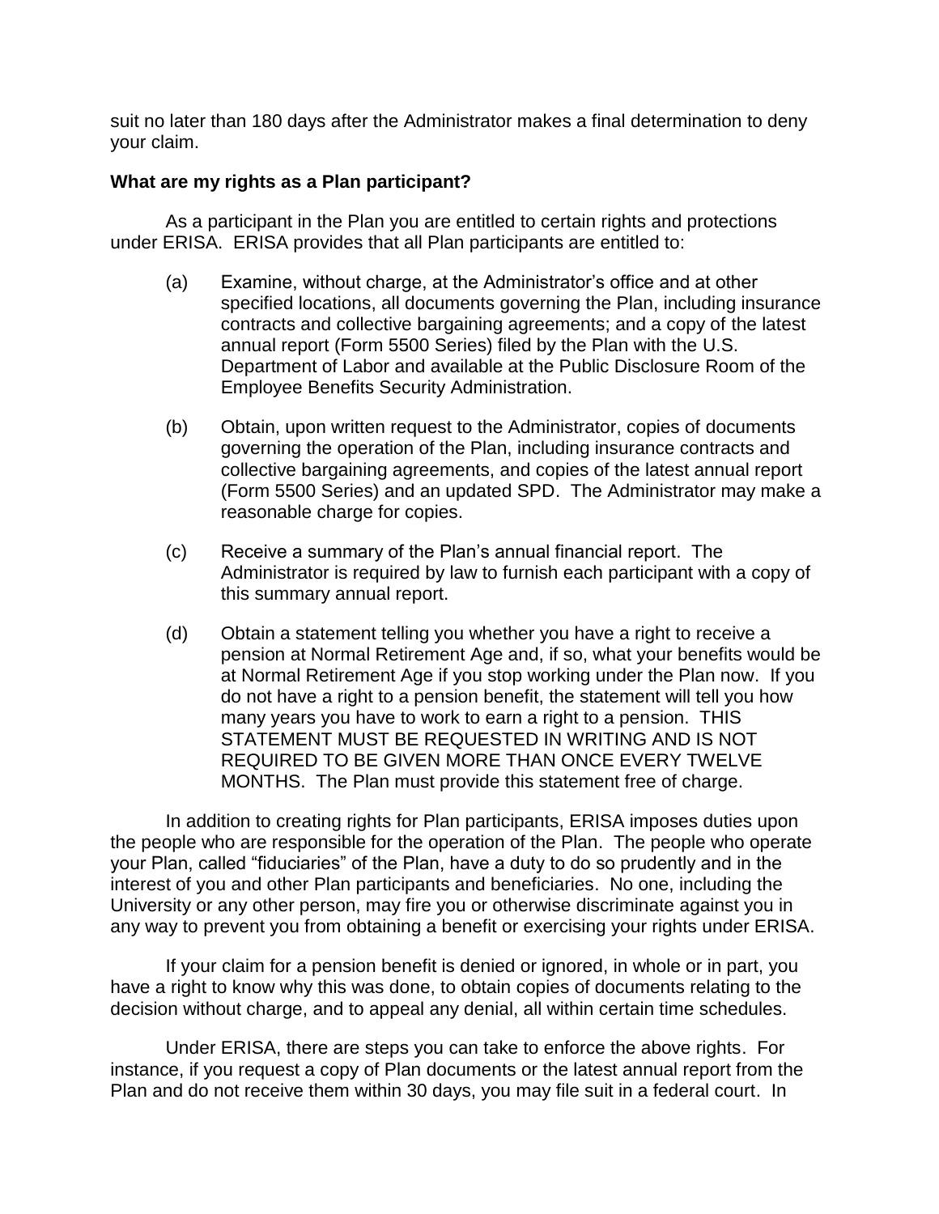suit no later than 180 days after the Administrator makes a final determination to deny your claim.

**What are my rights as a Plan participant?**

As a participant in the Plan you are entitled to certain rights and protections under ERISA. ERISA provides that all Plan participants are entitled to:

(a) Examine, without charge, at the Administrator's office and at other specified locations, all documents governing the Plan, including insurance contracts and collective bargaining agreements; and a copy of the latest annual report (Form 5500 Series) filed by the Plan with the U.S. Department of Labor and available at the Public Disclosure Room of the Employee Benefits Security Administration.

(b) Obtain, upon written request to the Administrator, copies of documents governing the operation of the Plan, including insurance contracts and collective bargaining agreements, and copies of the latest annual report (Form 5500 Series) and an updated SPD. The Administrator may make a reasonable charge for copies.

(c) Receive a summary of the Plan's annual financial report. The Administrator is required by law to furnish each participant with a copy of this summary annual report.

(d) Obtain a statement telling you whether you have a right to receive a pension at Normal Retirement Age and, if so, what your benefits would be at Normal Retirement Age if you stop working under the Plan now. If you do not have a right to a pension benefit, the statement will tell you how many years you have to work to earn a right to a pension. THIS STATEMENT MUST BE REQUESTED IN WRITING AND IS NOT REQUIRED TO BE GIVEN MORE THAN ONCE EVERY TWELVE MONTHS. The Plan must provide this statement free of charge.

In addition to creating rights for Plan participants, ERISA imposes duties upon the people who are responsible for the operation of the Plan. The people who operate your Plan, called "fiduciaries" of the Plan, have a duty to do so prudently and in the interest of you and other Plan participants and beneficiaries. No one, including the University or any other person, may fire you or otherwise discriminate against you in any way to prevent you from obtaining a benefit or exercising your rights under ERISA.

If your claim for a pension benefit is denied or ignored, in whole or in part, you have a right to know why this was done, to obtain copies of documents relating to the decision without charge, and to appeal any denial, all within certain time schedules.

Under ERISA, there are steps you can take to enforce the above rights. For instance, if you request a copy of Plan documents or the latest annual report from the Plan and do not receive them within 30 days, you may file suit in a federal court. In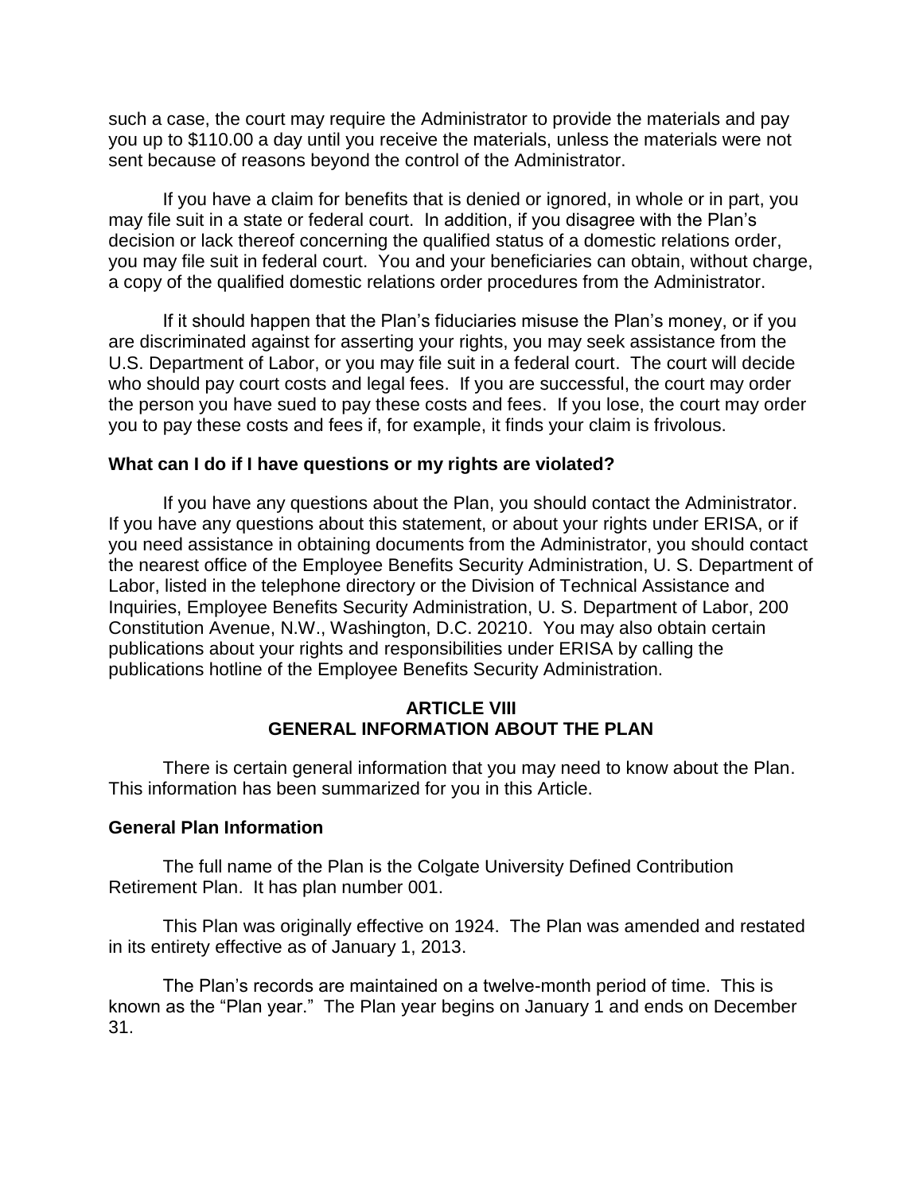such a case, the court may require the Administrator to provide the materials and pay you up to $110.00 a day until you receive the materials, unless the materials were not sent because of reasons beyond the control of the Administrator.

If you have a claim for benefits that is denied or ignored, in whole or in part, you may file suit in a state or federal court. In addition, if you disagree with the Plan's decision or lack thereof concerning the qualified status of a domestic relations order, you may file suit in federal court. You and your beneficiaries can obtain, without charge, a copy of the qualified domestic relations order procedures from the Administrator.

If it should happen that the Plan's fiduciaries misuse the Plan's money, or if you are discriminated against for asserting your rights, you may seek assistance from the U.S. Department of Labor, or you may file suit in a federal court. The court will decide who should pay court costs and legal fees. If you are successful, the court may order the person you have sued to pay these costs and fees. If you lose, the court may order you to pay these costs and fees if, for example, it finds your claim is frivolous.

**What can I do if I have questions or my rights are violated?**

If you have any questions about the Plan, you should contact the Administrator. If you have any questions about this statement, or about your rights under ERISA, or if you need assistance in obtaining documents from the Administrator, you should contact the nearest office of the Employee Benefits Security Administration, U. S. Department of Labor, listed in the telephone directory or the Division of Technical Assistance and Inquiries, Employee Benefits Security Administration, U. S. Department of Labor, 200 Constitution Avenue, N.W., Washington, D.C. 20210. You may also obtain certain publications about your rights and responsibilities under ERISA by calling the publications hotline of the Employee Benefits Security Administration.

## ARTICLE VIII
## GENERAL INFORMATION ABOUT THE PLAN

There is certain general information that you may need to know about the Plan. This information has been summarized for you in this Article.

**General Plan Information**

The full name of the Plan is the Colgate University Defined Contribution Retirement Plan. It has plan number 001.

This Plan was originally effective on 1924. The Plan was amended and restated in its entirety effective as of January 1, 2013.

The Plan's records are maintained on a twelve-month period of time. This is known as the "Plan year." The Plan year begins on January 1 and ends on December 31.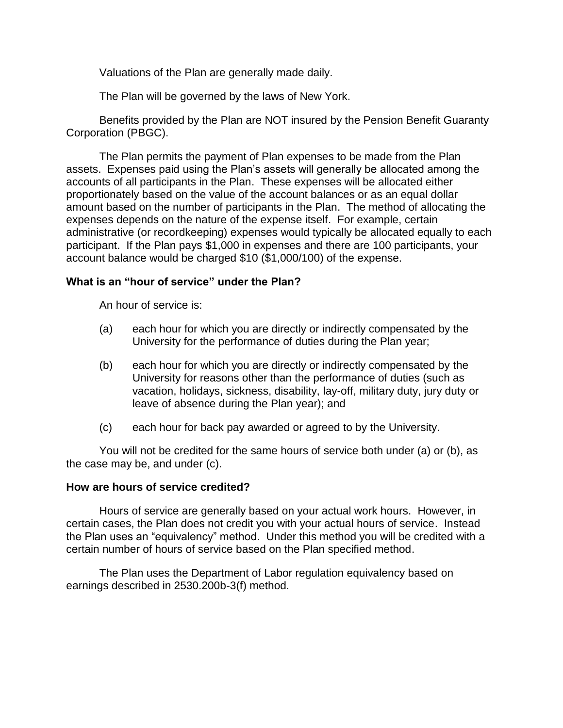Valuations of the Plan are generally made daily.

The Plan will be governed by the laws of New York.

Benefits provided by the Plan are NOT insured by the Pension Benefit Guaranty Corporation (PBGC).

The Plan permits the payment of Plan expenses to be made from the Plan assets. Expenses paid using the Plan's assets will generally be allocated among the accounts of all participants in the Plan. These expenses will be allocated either proportionately based on the value of the account balances or as an equal dollar amount based on the number of participants in the Plan. The method of allocating the expenses depends on the nature of the expense itself. For example, certain administrative (or recordkeeping) expenses would typically be allocated equally to each participant. If the Plan pays $1,000 in expenses and there are 100 participants, your account balance would be charged $10 ($1,000/100) of the expense.

**What is an "hour of service" under the Plan?**

An hour of service is:

(a) each hour for which you are directly or indirectly compensated by the University for the performance of duties during the Plan year;

(b) each hour for which you are directly or indirectly compensated by the University for reasons other than the performance of duties (such as vacation, holidays, sickness, disability, lay-off, military duty, jury duty or leave of absence during the Plan year); and

(c) each hour for back pay awarded or agreed to by the University.

You will not be credited for the same hours of service both under (a) or (b), as the case may be, and under (c).

**How are hours of service credited?**

Hours of service are generally based on your actual work hours. However, in certain cases, the Plan does not credit you with your actual hours of service. Instead the Plan uses an "equivalency" method. Under this method you will be credited with a certain number of hours of service based on the Plan specified method.

The Plan uses the Department of Labor regulation equivalency based on earnings described in 2530.200b-3(f) method.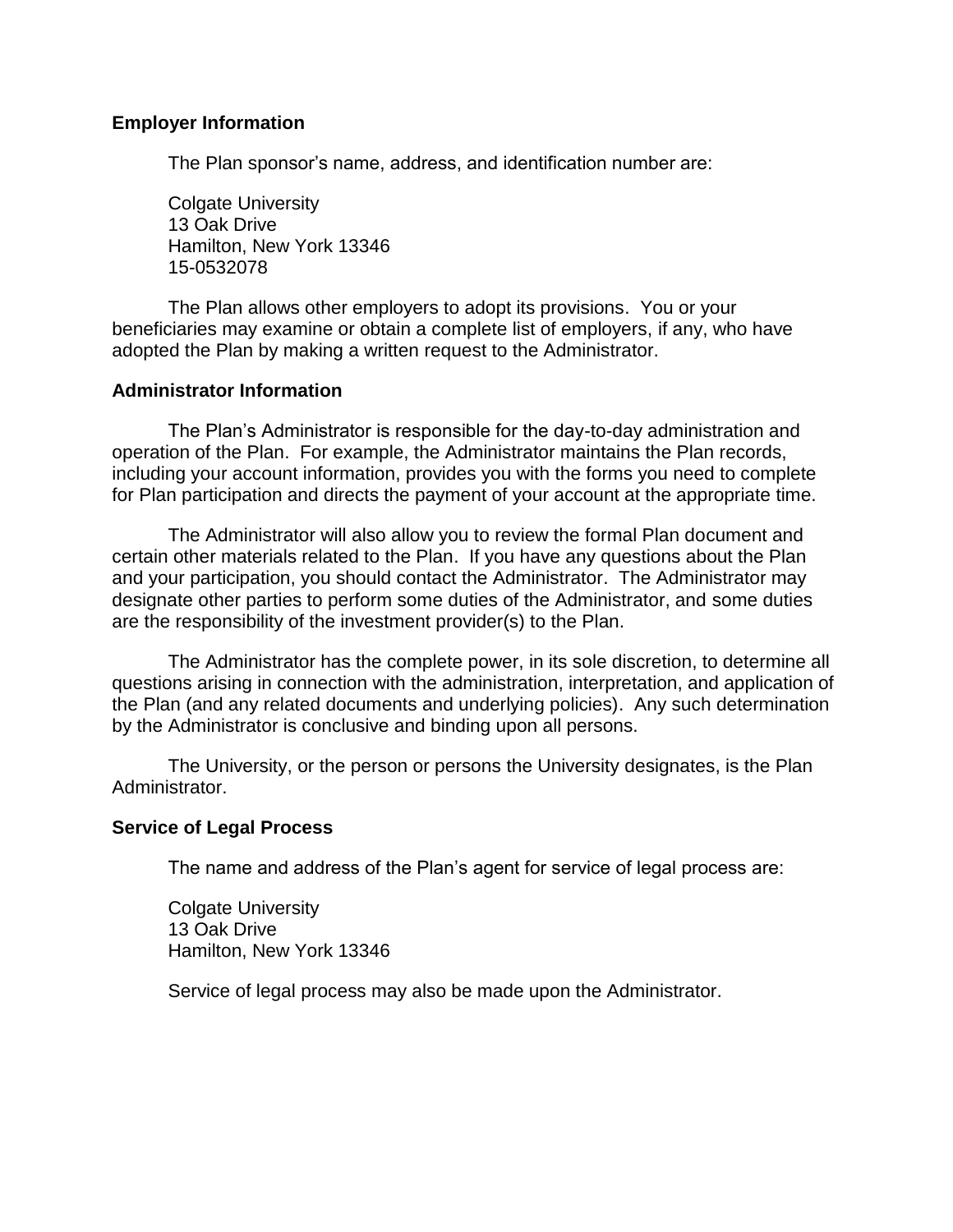**Employer Information**

The Plan sponsor's name, address, and identification number are:

Colgate University
13 Oak Drive
Hamilton, New York 13346
15-0532078

The Plan allows other employers to adopt its provisions. You or your beneficiaries may examine or obtain a complete list of employers, if any, who have adopted the Plan by making a written request to the Administrator.

**Administrator Information**

The Plan's Administrator is responsible for the day-to-day administration and operation of the Plan. For example, the Administrator maintains the Plan records, including your account information, provides you with the forms you need to complete for Plan participation and directs the payment of your account at the appropriate time.

The Administrator will also allow you to review the formal Plan document and certain other materials related to the Plan. If you have any questions about the Plan and your participation, you should contact the Administrator. The Administrator may designate other parties to perform some duties of the Administrator, and some duties are the responsibility of the investment provider(s) to the Plan.

The Administrator has the complete power, in its sole discretion, to determine all questions arising in connection with the administration, interpretation, and application of the Plan (and any related documents and underlying policies). Any such determination by the Administrator is conclusive and binding upon all persons.

The University, or the person or persons the University designates, is the Plan Administrator.

**Service of Legal Process**

The name and address of the Plan's agent for service of legal process are:

Colgate University
13 Oak Drive
Hamilton, New York 13346

Service of legal process may also be made upon the Administrator.